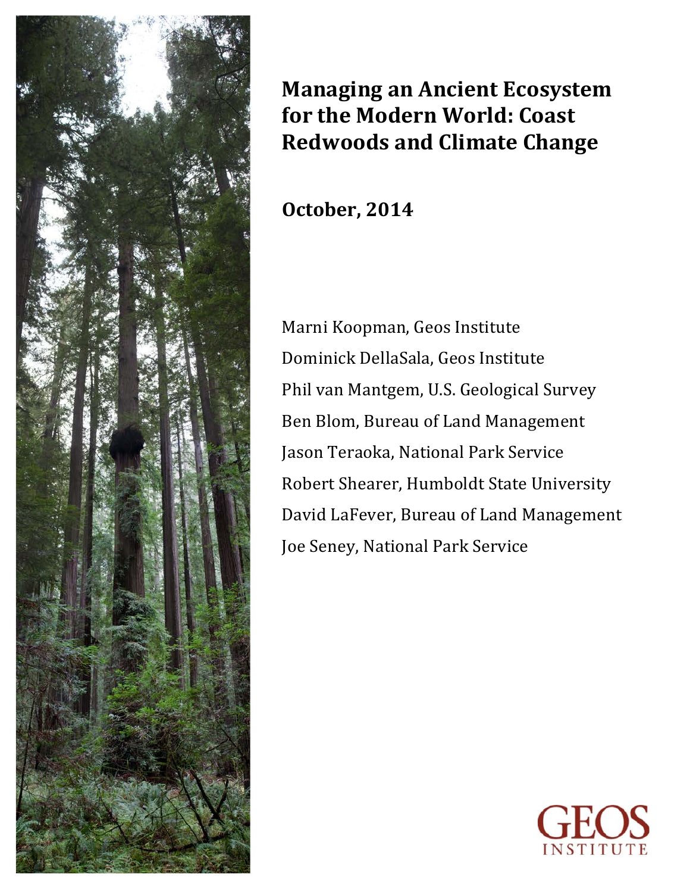# Managing an Ancient Ecosystem for the Modern World: Coast Redwoods and Climate Change

**October, 2014**

Marni Koopman, Geos Institute
Dominick DellaSala, Geos Institute
Phil van Mantgem, U.S. Geological Survey
Ben Blom, Bureau of Land Management
Jason Teraoka, National Park Service
Robert Shearer, Humboldt State University
David LaFever, Bureau of Land Management
Joe Seney, National Park Service

GEOS INSTITUTE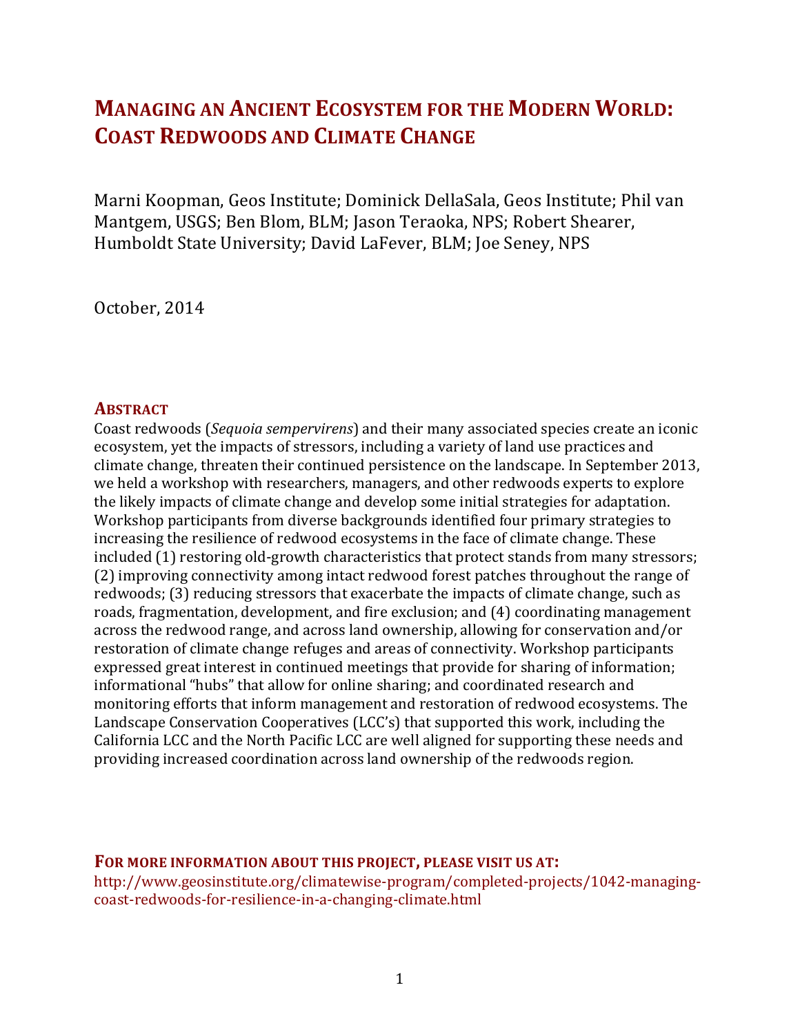# MANAGING AN ANCIENT ECOSYSTEM FOR THE MODERN WORLD: COAST REDWOODS AND CLIMATE CHANGE

Marni Koopman, Geos Institute; Dominick DellaSala, Geos Institute; Phil van Mantgem, USGS; Ben Blom, BLM; Jason Teraoka, NPS; Robert Shearer, Humboldt State University; David LaFever, BLM; Joe Seney, NPS

October, 2014

## ABSTRACT

Coast redwoods (*Sequoia sempervirens*) and their many associated species create an iconic ecosystem, yet the impacts of stressors, including a variety of land use practices and climate change, threaten their continued persistence on the landscape. In September 2013, we held a workshop with researchers, managers, and other redwoods experts to explore the likely impacts of climate change and develop some initial strategies for adaptation. Workshop participants from diverse backgrounds identified four primary strategies to increasing the resilience of redwood ecosystems in the face of climate change. These included (1) restoring old-growth characteristics that protect stands from many stressors; (2) improving connectivity among intact redwood forest patches throughout the range of redwoods; (3) reducing stressors that exacerbate the impacts of climate change, such as roads, fragmentation, development, and fire exclusion; and (4) coordinating management across the redwood range, and across land ownership, allowing for conservation and/or restoration of climate change refuges and areas of connectivity. Workshop participants expressed great interest in continued meetings that provide for sharing of information; informational "hubs" that allow for online sharing; and coordinated research and monitoring efforts that inform management and restoration of redwood ecosystems. The Landscape Conservation Cooperatives (LCC's) that supported this work, including the California LCC and the North Pacific LCC are well aligned for supporting these needs and providing increased coordination across land ownership of the redwoods region.

### FOR MORE INFORMATION ABOUT THIS PROJECT, PLEASE VISIT US AT:

http://www.geosinstitute.org/climatewise-program/completed-projects/1042-managing-coast-redwoods-for-resilience-in-a-changing-climate.html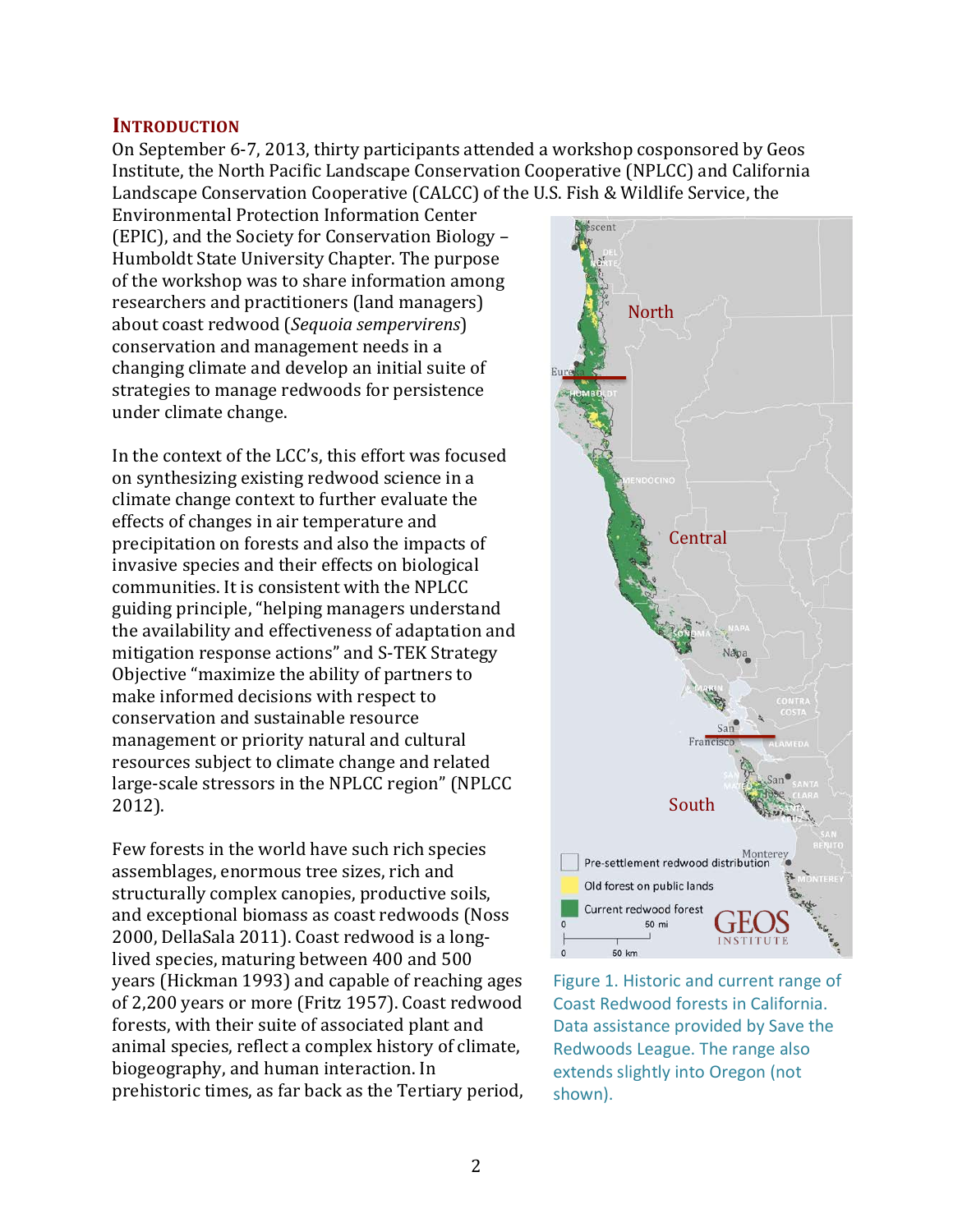## Introduction

On September 6-7, 2013, thirty participants attended a workshop cosponsored by Geos Institute, the North Pacific Landscape Conservation Cooperative (NPLCC) and California Landscape Conservation Cooperative (CALCC) of the U.S. Fish & Wildlife Service, the Environmental Protection Information Center (EPIC), and the Society for Conservation Biology – Humboldt State University Chapter. The purpose of the workshop was to share information among researchers and practitioners (land managers) about coast redwood (*Sequoia sempervirens*) conservation and management needs in a changing climate and develop an initial suite of strategies to manage redwoods for persistence under climate change.

In the context of the LCC's, this effort was focused on synthesizing existing redwood science in a climate change context to further evaluate the effects of changes in air temperature and precipitation on forests and also the impacts of invasive species and their effects on biological communities. It is consistent with the NPLCC guiding principle, "helping managers understand the availability and effectiveness of adaptation and mitigation response actions" and S-TEK Strategy Objective "maximize the ability of partners to make informed decisions with respect to conservation and sustainable resource management or priority natural and cultural resources subject to climate change and related large-scale stressors in the NPLCC region" (NPLCC 2012).

Few forests in the world have such rich species assemblages, enormous tree sizes, rich and structurally complex canopies, productive soils, and exceptional biomass as coast redwoods (Noss 2000, DellaSala 2011). Coast redwood is a long-lived species, maturing between 400 and 500 years (Hickman 1993) and capable of reaching ages of 2,200 years or more (Fritz 1957). Coast redwood forests, with their suite of associated plant and animal species, reflect a complex history of climate, biogeography, and human interaction. In prehistoric times, as far back as the Tertiary period,

Figure 1. Historic and current range of Coast Redwood forests in California. Data assistance provided by Save the Redwoods League. The range also extends slightly into Oregon (not shown).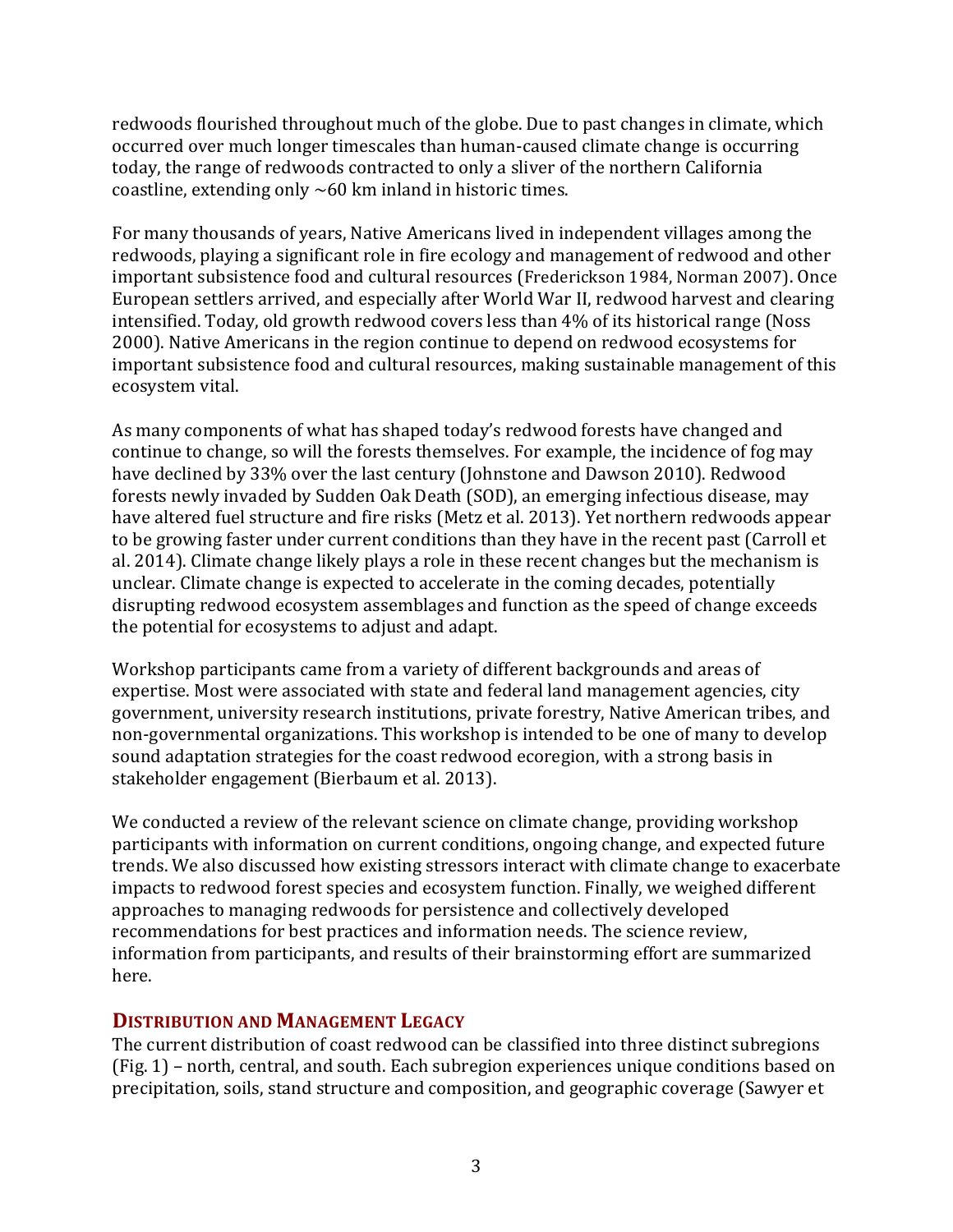redwoods flourished throughout much of the globe. Due to past changes in climate, which occurred over much longer timescales than human-caused climate change is occurring today, the range of redwoods contracted to only a sliver of the northern California coastline, extending only ~60 km inland in historic times.

For many thousands of years, Native Americans lived in independent villages among the redwoods, playing a significant role in fire ecology and management of redwood and other important subsistence food and cultural resources (Frederickson 1984, Norman 2007). Once European settlers arrived, and especially after World War II, redwood harvest and clearing intensified. Today, old growth redwood covers less than 4% of its historical range (Noss 2000). Native Americans in the region continue to depend on redwood ecosystems for important subsistence food and cultural resources, making sustainable management of this ecosystem vital.

As many components of what has shaped today's redwood forests have changed and continue to change, so will the forests themselves. For example, the incidence of fog may have declined by 33% over the last century (Johnstone and Dawson 2010). Redwood forests newly invaded by Sudden Oak Death (SOD), an emerging infectious disease, may have altered fuel structure and fire risks (Metz et al. 2013). Yet northern redwoods appear to be growing faster under current conditions than they have in the recent past (Carroll et al. 2014). Climate change likely plays a role in these recent changes but the mechanism is unclear. Climate change is expected to accelerate in the coming decades, potentially disrupting redwood ecosystem assemblages and function as the speed of change exceeds the potential for ecosystems to adjust and adapt.

Workshop participants came from a variety of different backgrounds and areas of expertise. Most were associated with state and federal land management agencies, city government, university research institutions, private forestry, Native American tribes, and non-governmental organizations. This workshop is intended to be one of many to develop sound adaptation strategies for the coast redwood ecoregion, with a strong basis in stakeholder engagement (Bierbaum et al. 2013).

We conducted a review of the relevant science on climate change, providing workshop participants with information on current conditions, ongoing change, and expected future trends. We also discussed how existing stressors interact with climate change to exacerbate impacts to redwood forest species and ecosystem function. Finally, we weighed different approaches to managing redwoods for persistence and collectively developed recommendations for best practices and information needs. The science review, information from participants, and results of their brainstorming effort are summarized here.

## Distribution and Management Legacy

The current distribution of coast redwood can be classified into three distinct subregions (Fig. 1) – north, central, and south. Each subregion experiences unique conditions based on precipitation, soils, stand structure and composition, and geographic coverage (Sawyer et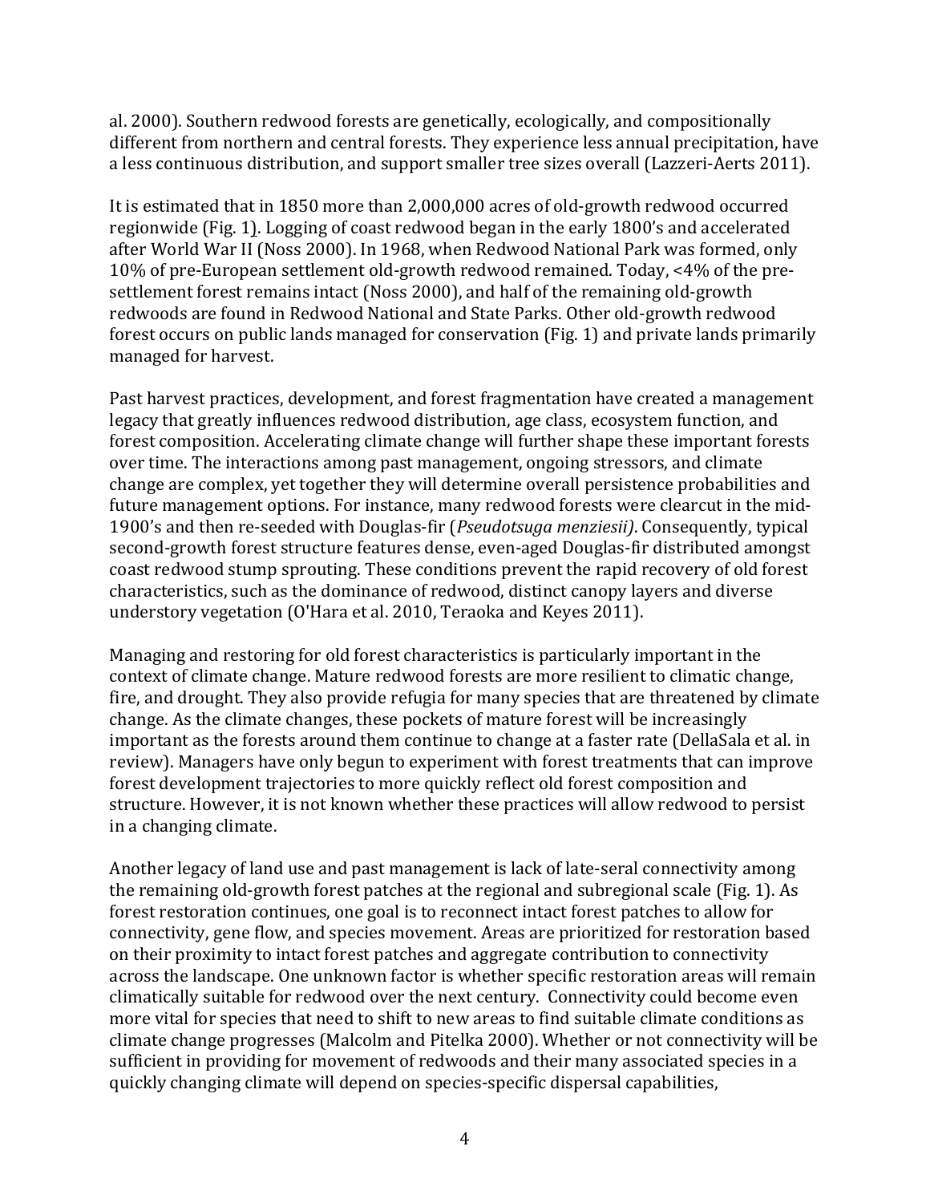al. 2000). Southern redwood forests are genetically, ecologically, and compositionally different from northern and central forests. They experience less annual precipitation, have a less continuous distribution, and support smaller tree sizes overall (Lazzeri-Aerts 2011).

It is estimated that in 1850 more than 2,000,000 acres of old-growth redwood occurred regionwide (Fig. 1). Logging of coast redwood began in the early 1800's and accelerated after World War II (Noss 2000). In 1968, when Redwood National Park was formed, only 10% of pre-European settlement old-growth redwood remained. Today, <4% of the pre-settlement forest remains intact (Noss 2000), and half of the remaining old-growth redwoods are found in Redwood National and State Parks. Other old-growth redwood forest occurs on public lands managed for conservation (Fig. 1) and private lands primarily managed for harvest.

Past harvest practices, development, and forest fragmentation have created a management legacy that greatly influences redwood distribution, age class, ecosystem function, and forest composition. Accelerating climate change will further shape these important forests over time. The interactions among past management, ongoing stressors, and climate change are complex, yet together they will determine overall persistence probabilities and future management options. For instance, many redwood forests were clearcut in the mid-1900's and then re-seeded with Douglas-fir (*Pseudotsuga menziesii)*. Consequently, typical second-growth forest structure features dense, even-aged Douglas-fir distributed amongst coast redwood stump sprouting. These conditions prevent the rapid recovery of old forest characteristics, such as the dominance of redwood, distinct canopy layers and diverse understory vegetation (O'Hara et al. 2010, Teraoka and Keyes 2011).

Managing and restoring for old forest characteristics is particularly important in the context of climate change. Mature redwood forests are more resilient to climatic change, fire, and drought. They also provide refugia for many species that are threatened by climate change. As the climate changes, these pockets of mature forest will be increasingly important as the forests around them continue to change at a faster rate (DellaSala et al. in review). Managers have only begun to experiment with forest treatments that can improve forest development trajectories to more quickly reflect old forest composition and structure. However, it is not known whether these practices will allow redwood to persist in a changing climate.

Another legacy of land use and past management is lack of late-seral connectivity among the remaining old-growth forest patches at the regional and subregional scale (Fig. 1). As forest restoration continues, one goal is to reconnect intact forest patches to allow for connectivity, gene flow, and species movement. Areas are prioritized for restoration based on their proximity to intact forest patches and aggregate contribution to connectivity across the landscape. One unknown factor is whether specific restoration areas will remain climatically suitable for redwood over the next century. Connectivity could become even more vital for species that need to shift to new areas to find suitable climate conditions as climate change progresses (Malcolm and Pitelka 2000). Whether or not connectivity will be sufficient in providing for movement of redwoods and their many associated species in a quickly changing climate will depend on species-specific dispersal capabilities,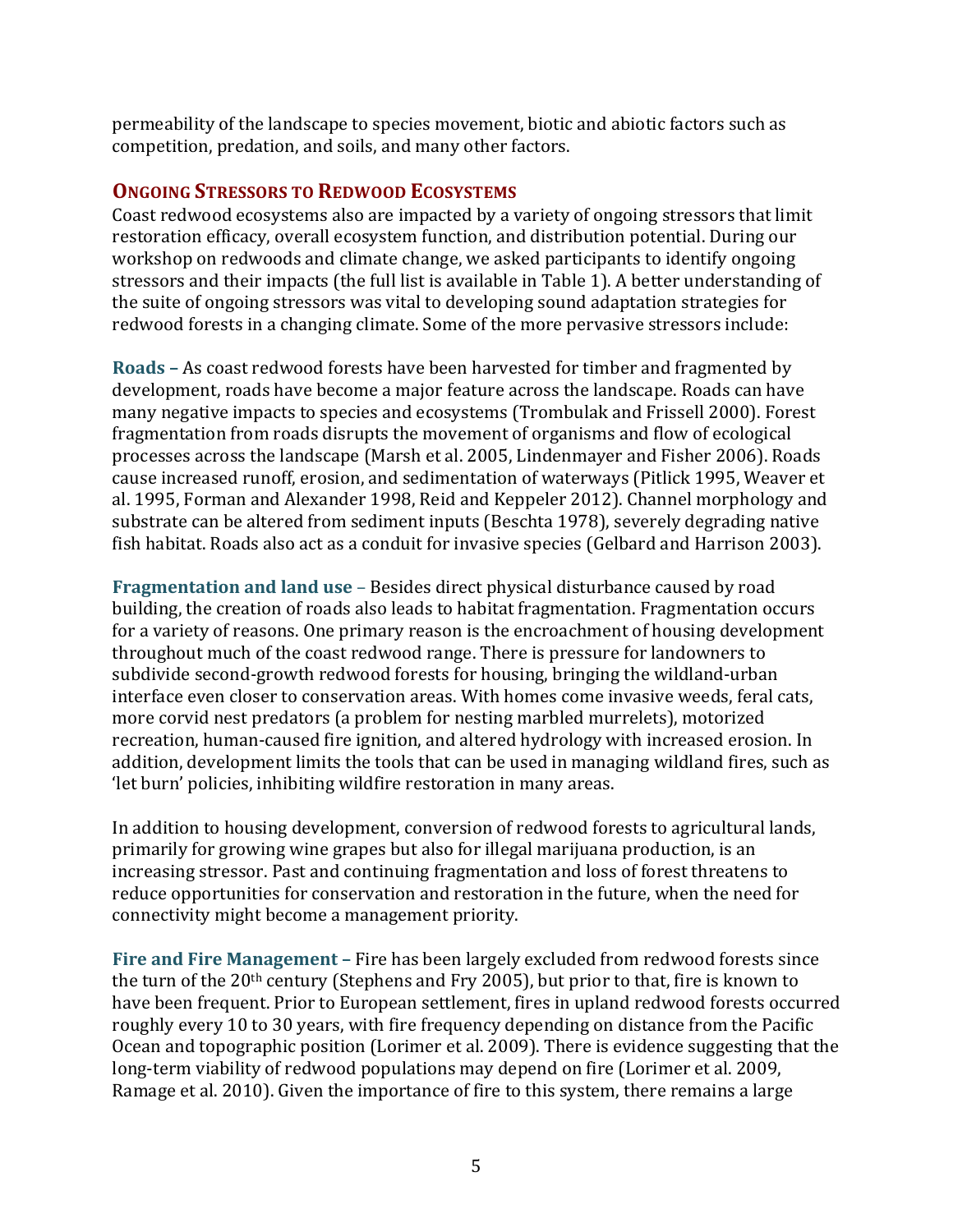permeability of the landscape to species movement, biotic and abiotic factors such as competition, predation, and soils, and many other factors.

## Ongoing Stressors to Redwood Ecosystems

Coast redwood ecosystems also are impacted by a variety of ongoing stressors that limit restoration efficacy, overall ecosystem function, and distribution potential. During our workshop on redwoods and climate change, we asked participants to identify ongoing stressors and their impacts (the full list is available in Table 1). A better understanding of the suite of ongoing stressors was vital to developing sound adaptation strategies for redwood forests in a changing climate. Some of the more pervasive stressors include:

**Roads –** As coast redwood forests have been harvested for timber and fragmented by development, roads have become a major feature across the landscape. Roads can have many negative impacts to species and ecosystems (Trombulak and Frissell 2000). Forest fragmentation from roads disrupts the movement of organisms and flow of ecological processes across the landscape (Marsh et al. 2005, Lindenmayer and Fisher 2006). Roads cause increased runoff, erosion, and sedimentation of waterways (Pitlick 1995, Weaver et al. 1995, Forman and Alexander 1998, Reid and Keppeler 2012). Channel morphology and substrate can be altered from sediment inputs (Beschta 1978), severely degrading native fish habitat. Roads also act as a conduit for invasive species (Gelbard and Harrison 2003).

**Fragmentation and land use –** Besides direct physical disturbance caused by road building, the creation of roads also leads to habitat fragmentation. Fragmentation occurs for a variety of reasons. One primary reason is the encroachment of housing development throughout much of the coast redwood range. There is pressure for landowners to subdivide second-growth redwood forests for housing, bringing the wildland-urban interface even closer to conservation areas. With homes come invasive weeds, feral cats, more corvid nest predators (a problem for nesting marbled murrelets), motorized recreation, human-caused fire ignition, and altered hydrology with increased erosion. In addition, development limits the tools that can be used in managing wildland fires, such as 'let burn' policies, inhibiting wildfire restoration in many areas.

In addition to housing development, conversion of redwood forests to agricultural lands, primarily for growing wine grapes but also for illegal marijuana production, is an increasing stressor. Past and continuing fragmentation and loss of forest threatens to reduce opportunities for conservation and restoration in the future, when the need for connectivity might become a management priority.

**Fire and Fire Management –** Fire has been largely excluded from redwood forests since the turn of the 20th century (Stephens and Fry 2005), but prior to that, fire is known to have been frequent. Prior to European settlement, fires in upland redwood forests occurred roughly every 10 to 30 years, with fire frequency depending on distance from the Pacific Ocean and topographic position (Lorimer et al. 2009). There is evidence suggesting that the long-term viability of redwood populations may depend on fire (Lorimer et al. 2009, Ramage et al. 2010). Given the importance of fire to this system, there remains a large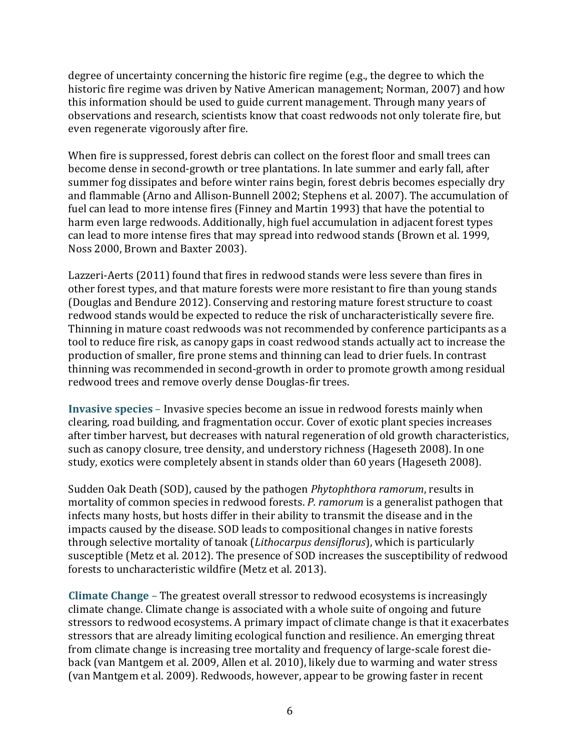degree of uncertainty concerning the historic fire regime (e.g., the degree to which the historic fire regime was driven by Native American management; Norman, 2007) and how this information should be used to guide current management. Through many years of observations and research, scientists know that coast redwoods not only tolerate fire, but even regenerate vigorously after fire.

When fire is suppressed, forest debris can collect on the forest floor and small trees can become dense in second-growth or tree plantations. In late summer and early fall, after summer fog dissipates and before winter rains begin, forest debris becomes especially dry and flammable (Arno and Allison-Bunnell 2002; Stephens et al. 2007). The accumulation of fuel can lead to more intense fires (Finney and Martin 1993) that have the potential to harm even large redwoods. Additionally, high fuel accumulation in adjacent forest types can lead to more intense fires that may spread into redwood stands (Brown et al. 1999, Noss 2000, Brown and Baxter 2003).

Lazzeri-Aerts (2011) found that fires in redwood stands were less severe than fires in other forest types, and that mature forests were more resistant to fire than young stands (Douglas and Bendure 2012). Conserving and restoring mature forest structure to coast redwood stands would be expected to reduce the risk of uncharacteristically severe fire. Thinning in mature coast redwoods was not recommended by conference participants as a tool to reduce fire risk, as canopy gaps in coast redwood stands actually act to increase the production of smaller, fire prone stems and thinning can lead to drier fuels. In contrast thinning was recommended in second-growth in order to promote growth among residual redwood trees and remove overly dense Douglas-fir trees.

**Invasive species** – Invasive species become an issue in redwood forests mainly when clearing, road building, and fragmentation occur. Cover of exotic plant species increases after timber harvest, but decreases with natural regeneration of old growth characteristics, such as canopy closure, tree density, and understory richness (Hageseth 2008). In one study, exotics were completely absent in stands older than 60 years (Hageseth 2008).

Sudden Oak Death (SOD), caused by the pathogen *Phytophthora ramorum*, results in mortality of common species in redwood forests. *P. ramorum* is a generalist pathogen that infects many hosts, but hosts differ in their ability to transmit the disease and in the impacts caused by the disease. SOD leads to compositional changes in native forests through selective mortality of tanoak (*Lithocarpus densiflorus*), which is particularly susceptible (Metz et al. 2012). The presence of SOD increases the susceptibility of redwood forests to uncharacteristic wildfire (Metz et al. 2013).

**Climate Change** – The greatest overall stressor to redwood ecosystems is increasingly climate change. Climate change is associated with a whole suite of ongoing and future stressors to redwood ecosystems. A primary impact of climate change is that it exacerbates stressors that are already limiting ecological function and resilience. An emerging threat from climate change is increasing tree mortality and frequency of large-scale forest die-back (van Mantgem et al. 2009, Allen et al. 2010), likely due to warming and water stress (van Mantgem et al. 2009). Redwoods, however, appear to be growing faster in recent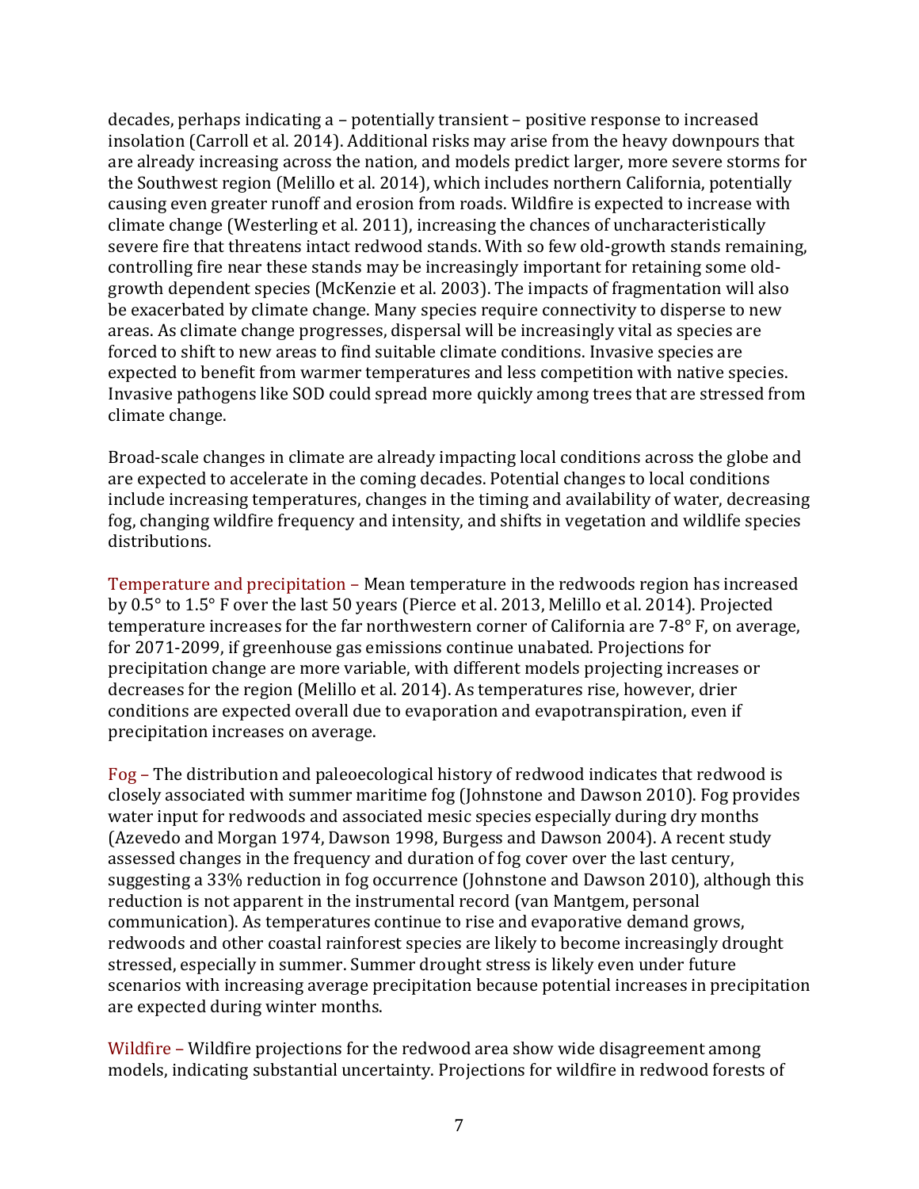decades, perhaps indicating a – potentially transient – positive response to increased insolation (Carroll et al. 2014). Additional risks may arise from the heavy downpours that are already increasing across the nation, and models predict larger, more severe storms for the Southwest region (Melillo et al. 2014), which includes northern California, potentially causing even greater runoff and erosion from roads. Wildfire is expected to increase with climate change (Westerling et al. 2011), increasing the chances of uncharacteristically severe fire that threatens intact redwood stands. With so few old-growth stands remaining, controlling fire near these stands may be increasingly important for retaining some old-growth dependent species (McKenzie et al. 2003). The impacts of fragmentation will also be exacerbated by climate change. Many species require connectivity to disperse to new areas. As climate change progresses, dispersal will be increasingly vital as species are forced to shift to new areas to find suitable climate conditions. Invasive species are expected to benefit from warmer temperatures and less competition with native species. Invasive pathogens like SOD could spread more quickly among trees that are stressed from climate change.

Broad-scale changes in climate are already impacting local conditions across the globe and are expected to accelerate in the coming decades. Potential changes to local conditions include increasing temperatures, changes in the timing and availability of water, decreasing fog, changing wildfire frequency and intensity, and shifts in vegetation and wildlife species distributions.

Temperature and precipitation – Mean temperature in the redwoods region has increased by 0.5° to 1.5° F over the last 50 years (Pierce et al. 2013, Melillo et al. 2014). Projected temperature increases for the far northwestern corner of California are 7-8° F, on average, for 2071-2099, if greenhouse gas emissions continue unabated. Projections for precipitation change are more variable, with different models projecting increases or decreases for the region (Melillo et al. 2014). As temperatures rise, however, drier conditions are expected overall due to evaporation and evapotranspiration, even if precipitation increases on average.

Fog – The distribution and paleoecological history of redwood indicates that redwood is closely associated with summer maritime fog (Johnstone and Dawson 2010). Fog provides water input for redwoods and associated mesic species especially during dry months (Azevedo and Morgan 1974, Dawson 1998, Burgess and Dawson 2004). A recent study assessed changes in the frequency and duration of fog cover over the last century, suggesting a 33% reduction in fog occurrence (Johnstone and Dawson 2010), although this reduction is not apparent in the instrumental record (van Mantgem, personal communication). As temperatures continue to rise and evaporative demand grows, redwoods and other coastal rainforest species are likely to become increasingly drought stressed, especially in summer. Summer drought stress is likely even under future scenarios with increasing average precipitation because potential increases in precipitation are expected during winter months.

Wildfire – Wildfire projections for the redwood area show wide disagreement among models, indicating substantial uncertainty. Projections for wildfire in redwood forests of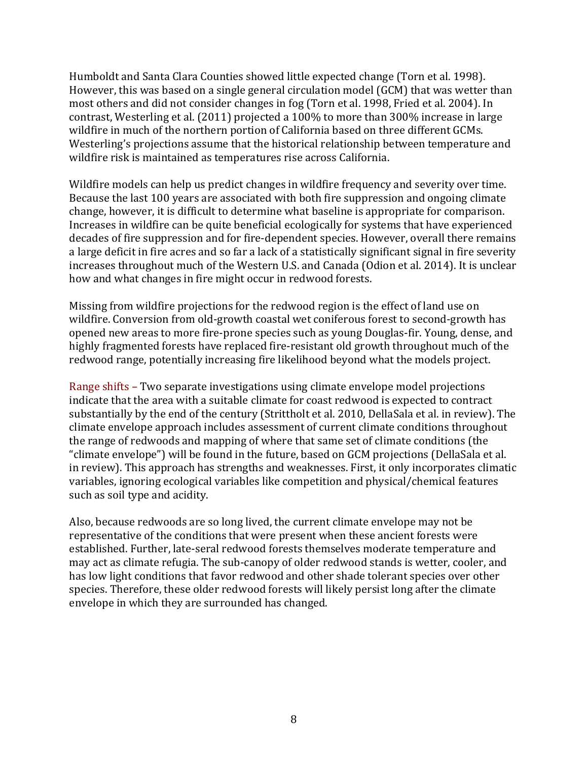Humboldt and Santa Clara Counties showed little expected change (Torn et al. 1998). However, this was based on a single general circulation model (GCM) that was wetter than most others and did not consider changes in fog (Torn et al. 1998, Fried et al. 2004). In contrast, Westerling et al. (2011) projected a 100% to more than 300% increase in large wildfire in much of the northern portion of California based on three different GCMs. Westerling's projections assume that the historical relationship between temperature and wildfire risk is maintained as temperatures rise across California.

Wildfire models can help us predict changes in wildfire frequency and severity over time. Because the last 100 years are associated with both fire suppression and ongoing climate change, however, it is difficult to determine what baseline is appropriate for comparison. Increases in wildfire can be quite beneficial ecologically for systems that have experienced decades of fire suppression and for fire-dependent species. However, overall there remains a large deficit in fire acres and so far a lack of a statistically significant signal in fire severity increases throughout much of the Western U.S. and Canada (Odion et al. 2014). It is unclear how and what changes in fire might occur in redwood forests.

Missing from wildfire projections for the redwood region is the effect of land use on wildfire. Conversion from old-growth coastal wet coniferous forest to second-growth has opened new areas to more fire-prone species such as young Douglas-fir. Young, dense, and highly fragmented forests have replaced fire-resistant old growth throughout much of the redwood range, potentially increasing fire likelihood beyond what the models project.

Range shifts – Two separate investigations using climate envelope model projections indicate that the area with a suitable climate for coast redwood is expected to contract substantially by the end of the century (Strittholt et al. 2010, DellaSala et al. in review). The climate envelope approach includes assessment of current climate conditions throughout the range of redwoods and mapping of where that same set of climate conditions (the "climate envelope") will be found in the future, based on GCM projections (DellaSala et al. in review). This approach has strengths and weaknesses. First, it only incorporates climatic variables, ignoring ecological variables like competition and physical/chemical features such as soil type and acidity.

Also, because redwoods are so long lived, the current climate envelope may not be representative of the conditions that were present when these ancient forests were established. Further, late-seral redwood forests themselves moderate temperature and may act as climate refugia. The sub-canopy of older redwood stands is wetter, cooler, and has low light conditions that favor redwood and other shade tolerant species over other species. Therefore, these older redwood forests will likely persist long after the climate envelope in which they are surrounded has changed.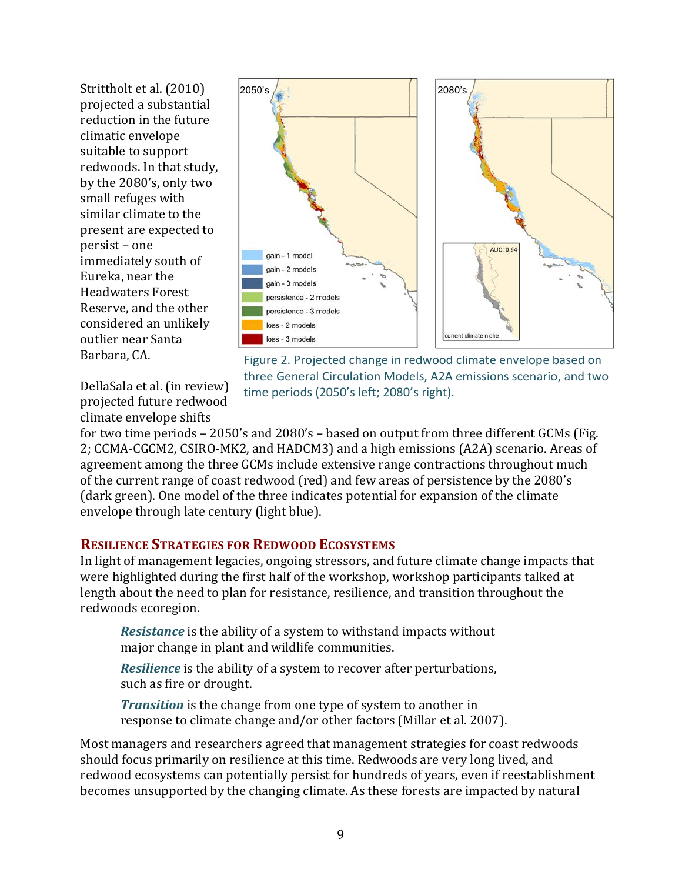Strittholt et al. (2010) projected a substantial reduction in the future climatic envelope suitable to support redwoods. In that study, by the 2080's, only two small refuges with similar climate to the present are expected to persist – one immediately south of Eureka, near the Headwaters Forest Reserve, and the other considered an unlikely outlier near Santa Barbara, CA.

Figure 2. Projected change in redwood climate envelope based on three General Circulation Models, A2A emissions scenario, and two time periods (2050's left; 2080's right).

DellaSala et al. (in review) projected future redwood climate envelope shifts for two time periods – 2050's and 2080's – based on output from three different GCMs (Fig. 2; CCMA-CGCM2, CSIRO-MK2, and HADCM3) and a high emissions (A2A) scenario. Areas of agreement among the three GCMs include extensive range contractions throughout much of the current range of coast redwood (red) and few areas of persistence by the 2080's (dark green). One model of the three indicates potential for expansion of the climate envelope through late century (light blue).

## Resilience Strategies for Redwood Ecosystems

In light of management legacies, ongoing stressors, and future climate change impacts that were highlighted during the first half of the workshop, workshop participants talked at length about the need to plan for resistance, resilience, and transition throughout the redwoods ecoregion.

> ***Resistance*** is the ability of a system to withstand impacts without major change in plant and wildlife communities.
>
> ***Resilience*** is the ability of a system to recover after perturbations, such as fire or drought.
>
> ***Transition*** is the change from one type of system to another in response to climate change and/or other factors (Millar et al. 2007).

Most managers and researchers agreed that management strategies for coast redwoods should focus primarily on resilience at this time. Redwoods are very long lived, and redwood ecosystems can potentially persist for hundreds of years, even if reestablishment becomes unsupported by the changing climate. As these forests are impacted by natural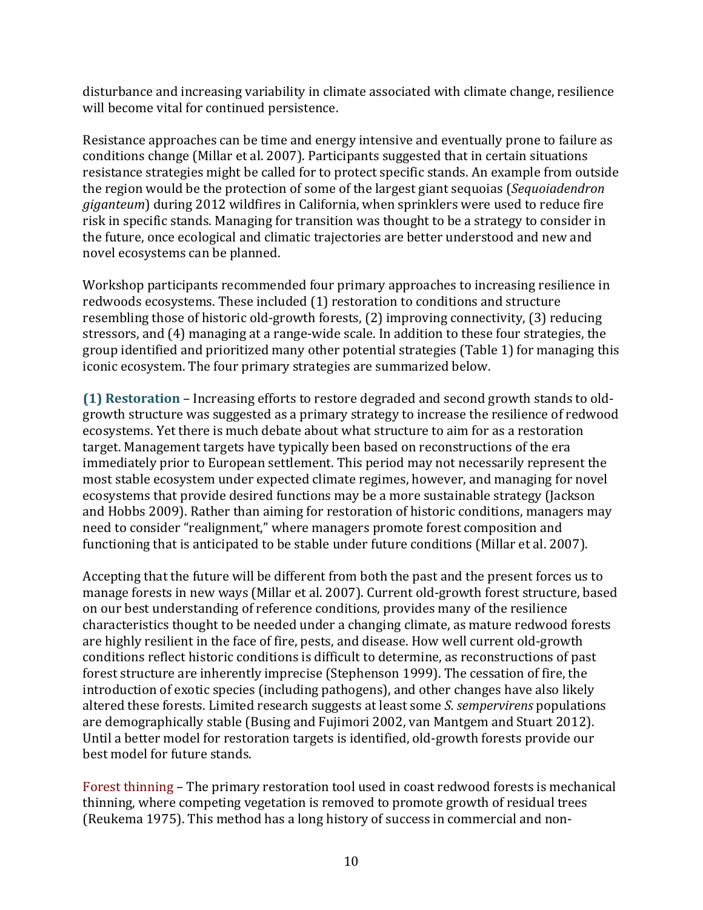disturbance and increasing variability in climate associated with climate change, resilience will become vital for continued persistence.

Resistance approaches can be time and energy intensive and eventually prone to failure as conditions change (Millar et al. 2007). Participants suggested that in certain situations resistance strategies might be called for to protect specific stands. An example from outside the region would be the protection of some of the largest giant sequoias (*Sequoiadendron giganteum*) during 2012 wildfires in California, when sprinklers were used to reduce fire risk in specific stands. Managing for transition was thought to be a strategy to consider in the future, once ecological and climatic trajectories are better understood and new and novel ecosystems can be planned.

Workshop participants recommended four primary approaches to increasing resilience in redwoods ecosystems. These included (1) restoration to conditions and structure resembling those of historic old-growth forests, (2) improving connectivity, (3) reducing stressors, and (4) managing at a range-wide scale. In addition to these four strategies, the group identified and prioritized many other potential strategies (Table 1) for managing this iconic ecosystem. The four primary strategies are summarized below.

**(1) Restoration** – Increasing efforts to restore degraded and second growth stands to old-growth structure was suggested as a primary strategy to increase the resilience of redwood ecosystems. Yet there is much debate about what structure to aim for as a restoration target. Management targets have typically been based on reconstructions of the era immediately prior to European settlement. This period may not necessarily represent the most stable ecosystem under expected climate regimes, however, and managing for novel ecosystems that provide desired functions may be a more sustainable strategy (Jackson and Hobbs 2009). Rather than aiming for restoration of historic conditions, managers may need to consider "realignment," where managers promote forest composition and functioning that is anticipated to be stable under future conditions (Millar et al. 2007).

Accepting that the future will be different from both the past and the present forces us to manage forests in new ways (Millar et al. 2007). Current old-growth forest structure, based on our best understanding of reference conditions, provides many of the resilience characteristics thought to be needed under a changing climate, as mature redwood forests are highly resilient in the face of fire, pests, and disease. How well current old-growth conditions reflect historic conditions is difficult to determine, as reconstructions of past forest structure are inherently imprecise (Stephenson 1999). The cessation of fire, the introduction of exotic species (including pathogens), and other changes have also likely altered these forests. Limited research suggests at least some *S. sempervirens* populations are demographically stable (Busing and Fujimori 2002, van Mantgem and Stuart 2012). Until a better model for restoration targets is identified, old-growth forests provide our best model for future stands.

Forest thinning – The primary restoration tool used in coast redwood forests is mechanical thinning, where competing vegetation is removed to promote growth of residual trees (Reukema 1975). This method has a long history of success in commercial and non-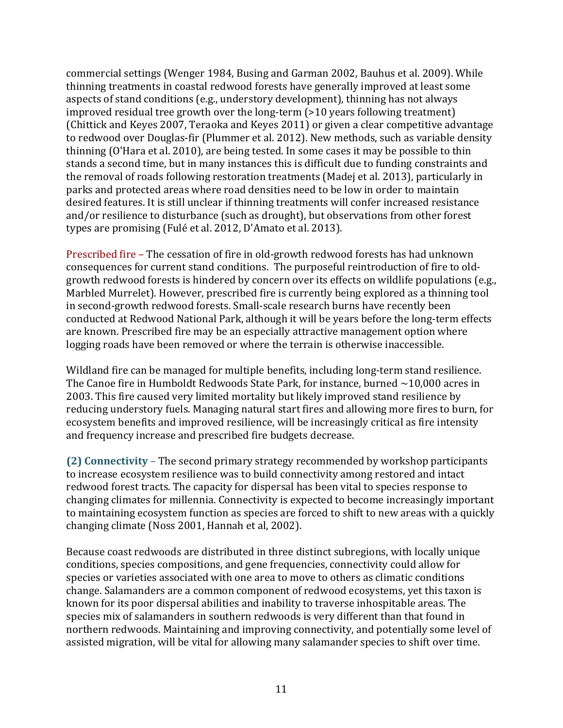commercial settings (Wenger 1984, Busing and Garman 2002, Bauhus et al. 2009). While thinning treatments in coastal redwood forests have generally improved at least some aspects of stand conditions (e.g., understory development), thinning has not always improved residual tree growth over the long-term (>10 years following treatment) (Chittick and Keyes 2007, Teraoka and Keyes 2011) or given a clear competitive advantage to redwood over Douglas-fir (Plummer et al. 2012). New methods, such as variable density thinning (O'Hara et al. 2010), are being tested. In some cases it may be possible to thin stands a second time, but in many instances this is difficult due to funding constraints and the removal of roads following restoration treatments (Madej et al. 2013), particularly in parks and protected areas where road densities need to be low in order to maintain desired features. It is still unclear if thinning treatments will confer increased resistance and/or resilience to disturbance (such as drought), but observations from other forest types are promising (Fulé et al. 2012, D'Amato et al. 2013).

Prescribed fire – The cessation of fire in old-growth redwood forests has had unknown consequences for current stand conditions. The purposeful reintroduction of fire to old-growth redwood forests is hindered by concern over its effects on wildlife populations (e.g., Marbled Murrelet). However, prescribed fire is currently being explored as a thinning tool in second-growth redwood forests. Small-scale research burns have recently been conducted at Redwood National Park, although it will be years before the long-term effects are known. Prescribed fire may be an especially attractive management option where logging roads have been removed or where the terrain is otherwise inaccessible.

Wildland fire can be managed for multiple benefits, including long-term stand resilience. The Canoe fire in Humboldt Redwoods State Park, for instance, burned ~10,000 acres in 2003. This fire caused very limited mortality but likely improved stand resilience by reducing understory fuels. Managing natural start fires and allowing more fires to burn, for ecosystem benefits and improved resilience, will be increasingly critical as fire intensity and frequency increase and prescribed fire budgets decrease.

**(2) Connectivity** – The second primary strategy recommended by workshop participants to increase ecosystem resilience was to build connectivity among restored and intact redwood forest tracts. The capacity for dispersal has been vital to species response to changing climates for millennia. Connectivity is expected to become increasingly important to maintaining ecosystem function as species are forced to shift to new areas with a quickly changing climate (Noss 2001, Hannah et al, 2002).

Because coast redwoods are distributed in three distinct subregions, with locally unique conditions, species compositions, and gene frequencies, connectivity could allow for species or varieties associated with one area to move to others as climatic conditions change. Salamanders are a common component of redwood ecosystems, yet this taxon is known for its poor dispersal abilities and inability to traverse inhospitable areas. The species mix of salamanders in southern redwoods is very different than that found in northern redwoods. Maintaining and improving connectivity, and potentially some level of assisted migration, will be vital for allowing many salamander species to shift over time.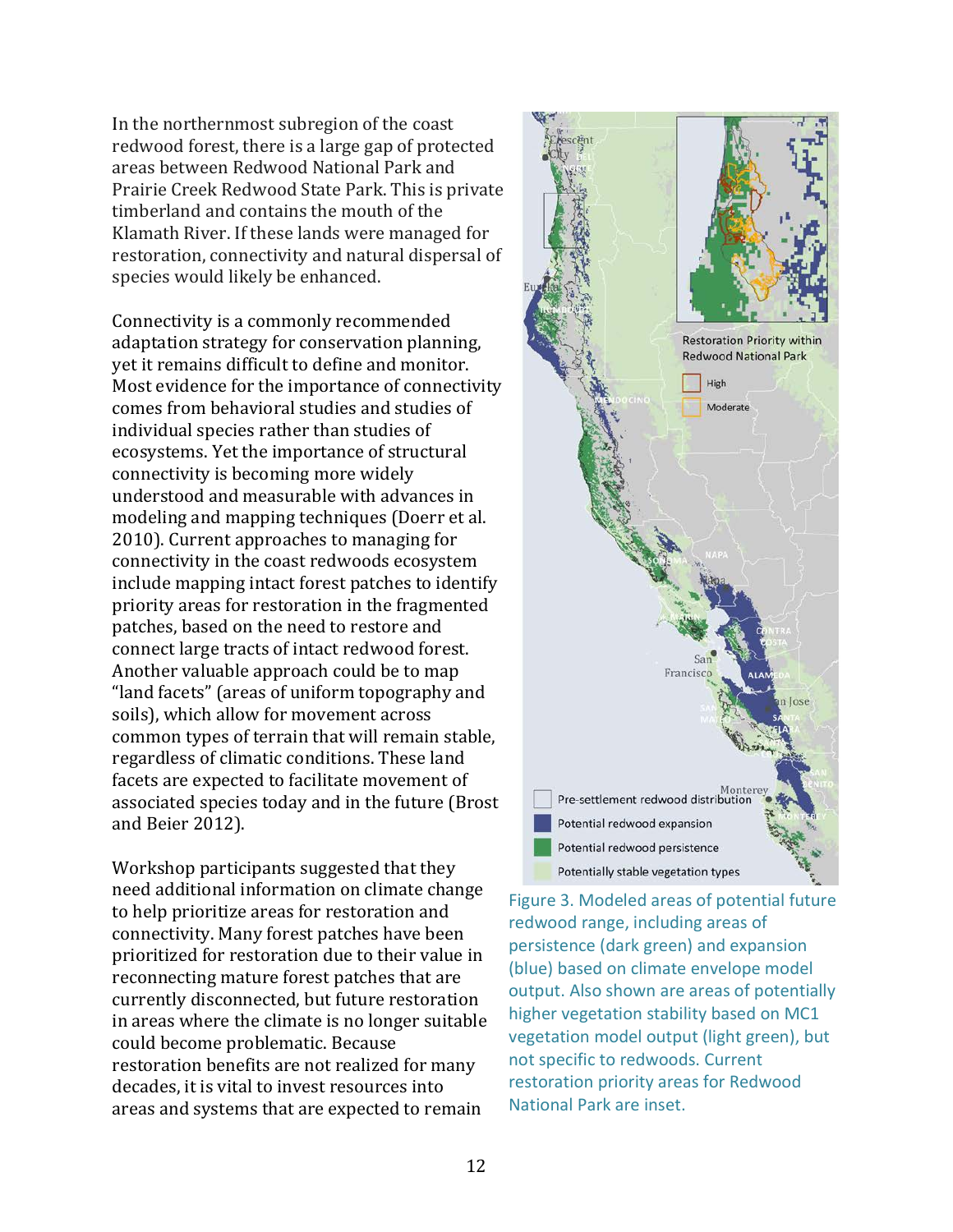In the northernmost subregion of the coast redwood forest, there is a large gap of protected areas between Redwood National Park and Prairie Creek Redwood State Park. This is private timberland and contains the mouth of the Klamath River. If these lands were managed for restoration, connectivity and natural dispersal of species would likely be enhanced.

Connectivity is a commonly recommended adaptation strategy for conservation planning, yet it remains difficult to define and monitor. Most evidence for the importance of connectivity comes from behavioral studies and studies of individual species rather than studies of ecosystems. Yet the importance of structural connectivity is becoming more widely understood and measurable with advances in modeling and mapping techniques (Doerr et al. 2010). Current approaches to managing for connectivity in the coast redwoods ecosystem include mapping intact forest patches to identify priority areas for restoration in the fragmented patches, based on the need to restore and connect large tracts of intact redwood forest. Another valuable approach could be to map "land facets" (areas of uniform topography and soils), which allow for movement across common types of terrain that will remain stable, regardless of climatic conditions. These land facets are expected to facilitate movement of associated species today and in the future (Brost and Beier 2012).

Workshop participants suggested that they need additional information on climate change to help prioritize areas for restoration and connectivity. Many forest patches have been prioritized for restoration due to their value in reconnecting mature forest patches that are currently disconnected, but future restoration in areas where the climate is no longer suitable could become problematic. Because restoration benefits are not realized for many decades, it is vital to invest resources into areas and systems that are expected to remain

Figure 3. Modeled areas of potential future redwood range, including areas of persistence (dark green) and expansion (blue) based on climate envelope model output. Also shown are areas of potentially higher vegetation stability based on MC1 vegetation model output (light green), but not specific to redwoods. Current restoration priority areas for Redwood National Park are inset.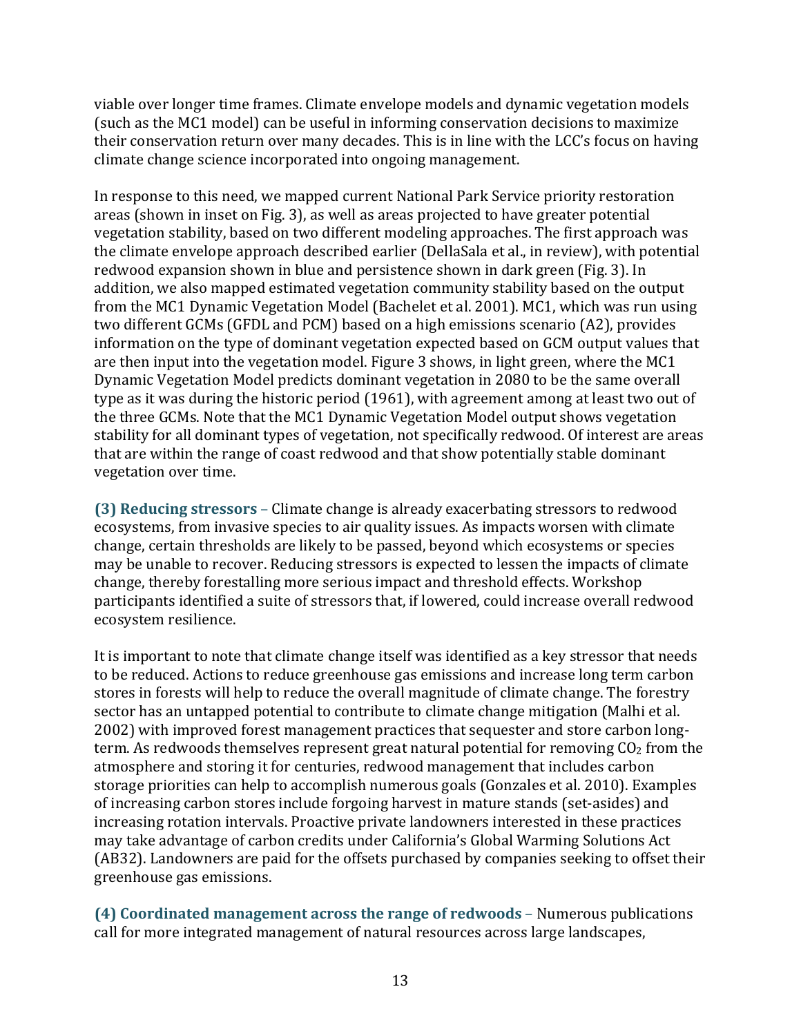viable over longer time frames. Climate envelope models and dynamic vegetation models (such as the MC1 model) can be useful in informing conservation decisions to maximize their conservation return over many decades. This is in line with the LCC's focus on having climate change science incorporated into ongoing management.

In response to this need, we mapped current National Park Service priority restoration areas (shown in inset on Fig. 3), as well as areas projected to have greater potential vegetation stability, based on two different modeling approaches. The first approach was the climate envelope approach described earlier (DellaSala et al., in review), with potential redwood expansion shown in blue and persistence shown in dark green (Fig. 3). In addition, we also mapped estimated vegetation community stability based on the output from the MC1 Dynamic Vegetation Model (Bachelet et al. 2001). MC1, which was run using two different GCMs (GFDL and PCM) based on a high emissions scenario (A2), provides information on the type of dominant vegetation expected based on GCM output values that are then input into the vegetation model. Figure 3 shows, in light green, where the MC1 Dynamic Vegetation Model predicts dominant vegetation in 2080 to be the same overall type as it was during the historic period (1961), with agreement among at least two out of the three GCMs. Note that the MC1 Dynamic Vegetation Model output shows vegetation stability for all dominant types of vegetation, not specifically redwood. Of interest are areas that are within the range of coast redwood and that show potentially stable dominant vegetation over time.

**(3) Reducing stressors** – Climate change is already exacerbating stressors to redwood ecosystems, from invasive species to air quality issues. As impacts worsen with climate change, certain thresholds are likely to be passed, beyond which ecosystems or species may be unable to recover. Reducing stressors is expected to lessen the impacts of climate change, thereby forestalling more serious impact and threshold effects. Workshop participants identified a suite of stressors that, if lowered, could increase overall redwood ecosystem resilience.

It is important to note that climate change itself was identified as a key stressor that needs to be reduced. Actions to reduce greenhouse gas emissions and increase long term carbon stores in forests will help to reduce the overall magnitude of climate change. The forestry sector has an untapped potential to contribute to climate change mitigation (Malhi et al. 2002) with improved forest management practices that sequester and store carbon long-term. As redwoods themselves represent great natural potential for removing $CO_2$ from the atmosphere and storing it for centuries, redwood management that includes carbon storage priorities can help to accomplish numerous goals (Gonzales et al. 2010). Examples of increasing carbon stores include forgoing harvest in mature stands (set-asides) and increasing rotation intervals. Proactive private landowners interested in these practices may take advantage of carbon credits under California's Global Warming Solutions Act (AB32). Landowners are paid for the offsets purchased by companies seeking to offset their greenhouse gas emissions.

**(4) Coordinated management across the range of redwoods** – Numerous publications call for more integrated management of natural resources across large landscapes,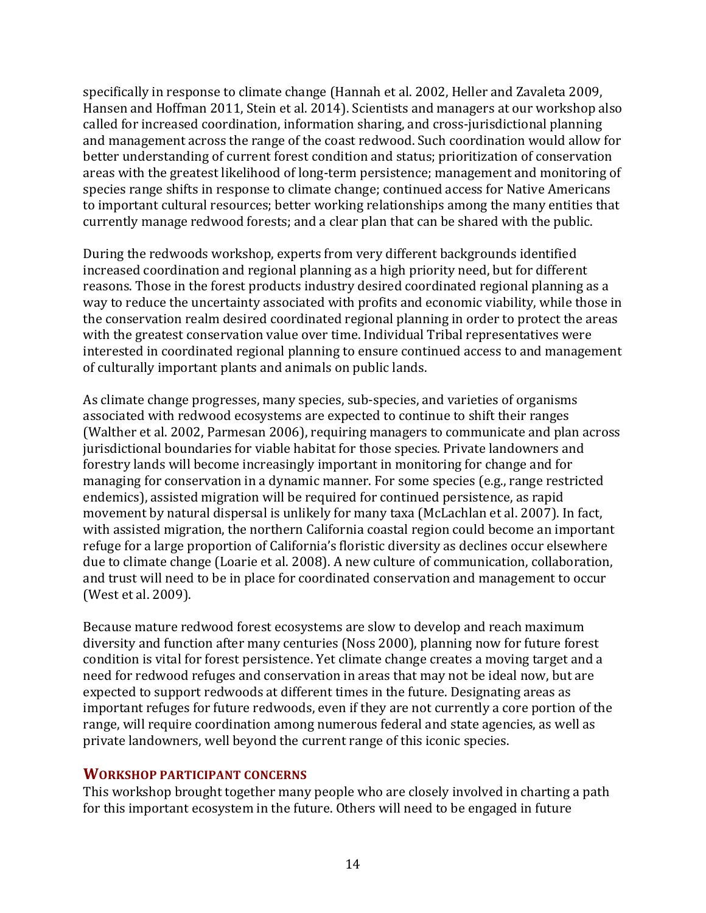specifically in response to climate change (Hannah et al. 2002, Heller and Zavaleta 2009, Hansen and Hoffman 2011, Stein et al. 2014). Scientists and managers at our workshop also called for increased coordination, information sharing, and cross-jurisdictional planning and management across the range of the coast redwood. Such coordination would allow for better understanding of current forest condition and status; prioritization of conservation areas with the greatest likelihood of long-term persistence; management and monitoring of species range shifts in response to climate change; continued access for Native Americans to important cultural resources; better working relationships among the many entities that currently manage redwood forests; and a clear plan that can be shared with the public.

During the redwoods workshop, experts from very different backgrounds identified increased coordination and regional planning as a high priority need, but for different reasons. Those in the forest products industry desired coordinated regional planning as a way to reduce the uncertainty associated with profits and economic viability, while those in the conservation realm desired coordinated regional planning in order to protect the areas with the greatest conservation value over time. Individual Tribal representatives were interested in coordinated regional planning to ensure continued access to and management of culturally important plants and animals on public lands.

As climate change progresses, many species, sub-species, and varieties of organisms associated with redwood ecosystems are expected to continue to shift their ranges (Walther et al. 2002, Parmesan 2006), requiring managers to communicate and plan across jurisdictional boundaries for viable habitat for those species. Private landowners and forestry lands will become increasingly important in monitoring for change and for managing for conservation in a dynamic manner. For some species (e.g., range restricted endemics), assisted migration will be required for continued persistence, as rapid movement by natural dispersal is unlikely for many taxa (McLachlan et al. 2007). In fact, with assisted migration, the northern California coastal region could become an important refuge for a large proportion of California's floristic diversity as declines occur elsewhere due to climate change (Loarie et al. 2008). A new culture of communication, collaboration, and trust will need to be in place for coordinated conservation and management to occur (West et al. 2009).

Because mature redwood forest ecosystems are slow to develop and reach maximum diversity and function after many centuries (Noss 2000), planning now for future forest condition is vital for forest persistence. Yet climate change creates a moving target and a need for redwood refuges and conservation in areas that may not be ideal now, but are expected to support redwoods at different times in the future. Designating areas as important refuges for future redwoods, even if they are not currently a core portion of the range, will require coordination among numerous federal and state agencies, as well as private landowners, well beyond the current range of this iconic species.

## Workshop participant concerns

This workshop brought together many people who are closely involved in charting a path for this important ecosystem in the future. Others will need to be engaged in future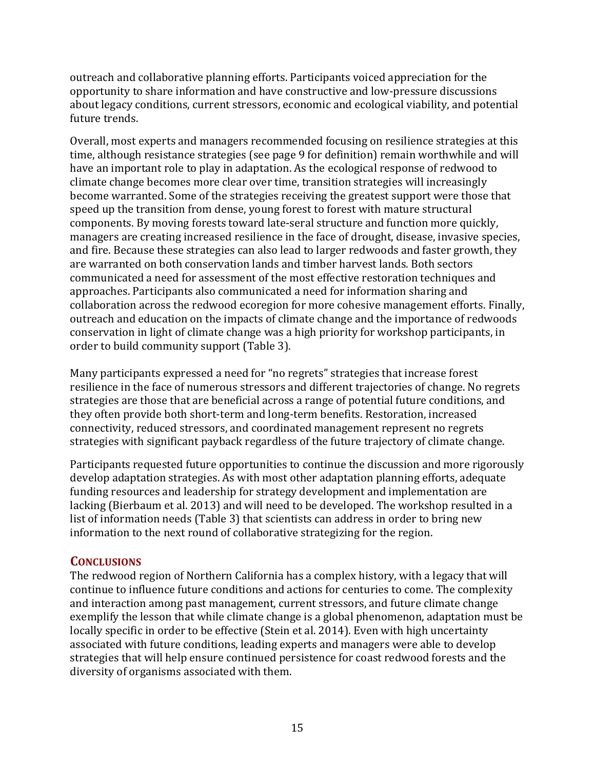outreach and collaborative planning efforts. Participants voiced appreciation for the opportunity to share information and have constructive and low-pressure discussions about legacy conditions, current stressors, economic and ecological viability, and potential future trends.

Overall, most experts and managers recommended focusing on resilience strategies at this time, although resistance strategies (see page 9 for definition) remain worthwhile and will have an important role to play in adaptation. As the ecological response of redwood to climate change becomes more clear over time, transition strategies will increasingly become warranted. Some of the strategies receiving the greatest support were those that speed up the transition from dense, young forest to forest with mature structural components. By moving forests toward late-seral structure and function more quickly, managers are creating increased resilience in the face of drought, disease, invasive species, and fire. Because these strategies can also lead to larger redwoods and faster growth, they are warranted on both conservation lands and timber harvest lands. Both sectors communicated a need for assessment of the most effective restoration techniques and approaches. Participants also communicated a need for information sharing and collaboration across the redwood ecoregion for more cohesive management efforts. Finally, outreach and education on the impacts of climate change and the importance of redwoods conservation in light of climate change was a high priority for workshop participants, in order to build community support (Table 3).

Many participants expressed a need for "no regrets" strategies that increase forest resilience in the face of numerous stressors and different trajectories of change. No regrets strategies are those that are beneficial across a range of potential future conditions, and they often provide both short-term and long-term benefits. Restoration, increased connectivity, reduced stressors, and coordinated management represent no regrets strategies with significant payback regardless of the future trajectory of climate change.

Participants requested future opportunities to continue the discussion and more rigorously develop adaptation strategies. As with most other adaptation planning efforts, adequate funding resources and leadership for strategy development and implementation are lacking (Bierbaum et al. 2013) and will need to be developed. The workshop resulted in a list of information needs (Table 3) that scientists can address in order to bring new information to the next round of collaborative strategizing for the region.

## Conclusions

The redwood region of Northern California has a complex history, with a legacy that will continue to influence future conditions and actions for centuries to come. The complexity and interaction among past management, current stressors, and future climate change exemplify the lesson that while climate change is a global phenomenon, adaptation must be locally specific in order to be effective (Stein et al. 2014). Even with high uncertainty associated with future conditions, leading experts and managers were able to develop strategies that will help ensure continued persistence for coast redwood forests and the diversity of organisms associated with them.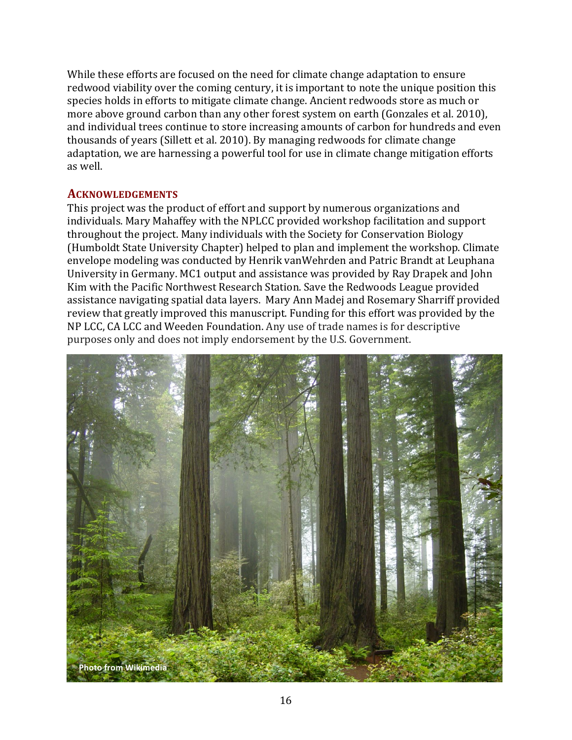While these efforts are focused on the need for climate change adaptation to ensure redwood viability over the coming century, it is important to note the unique position this species holds in efforts to mitigate climate change. Ancient redwoods store as much or more above ground carbon than any other forest system on earth (Gonzales et al. 2010), and individual trees continue to store increasing amounts of carbon for hundreds and even thousands of years (Sillett et al. 2010). By managing redwoods for climate change adaptation, we are harnessing a powerful tool for use in climate change mitigation efforts as well.

## ACKNOWLEDGEMENTS

This project was the product of effort and support by numerous organizations and individuals. Mary Mahaffey with the NPLCC provided workshop facilitation and support throughout the project. Many individuals with the Society for Conservation Biology (Humboldt State University Chapter) helped to plan and implement the workshop. Climate envelope modeling was conducted by Henrik vanWehrden and Patric Brandt at Leuphana University in Germany. MC1 output and assistance was provided by Ray Drapek and John Kim with the Pacific Northwest Research Station. Save the Redwoods League provided assistance navigating spatial data layers. Mary Ann Madej and Rosemary Sharriff provided review that greatly improved this manuscript. Funding for this effort was provided by the NP LCC, CA LCC and Weeden Foundation. Any use of trade names is for descriptive purposes only and does not imply endorsement by the U.S. Government.

Photo from Wikimedia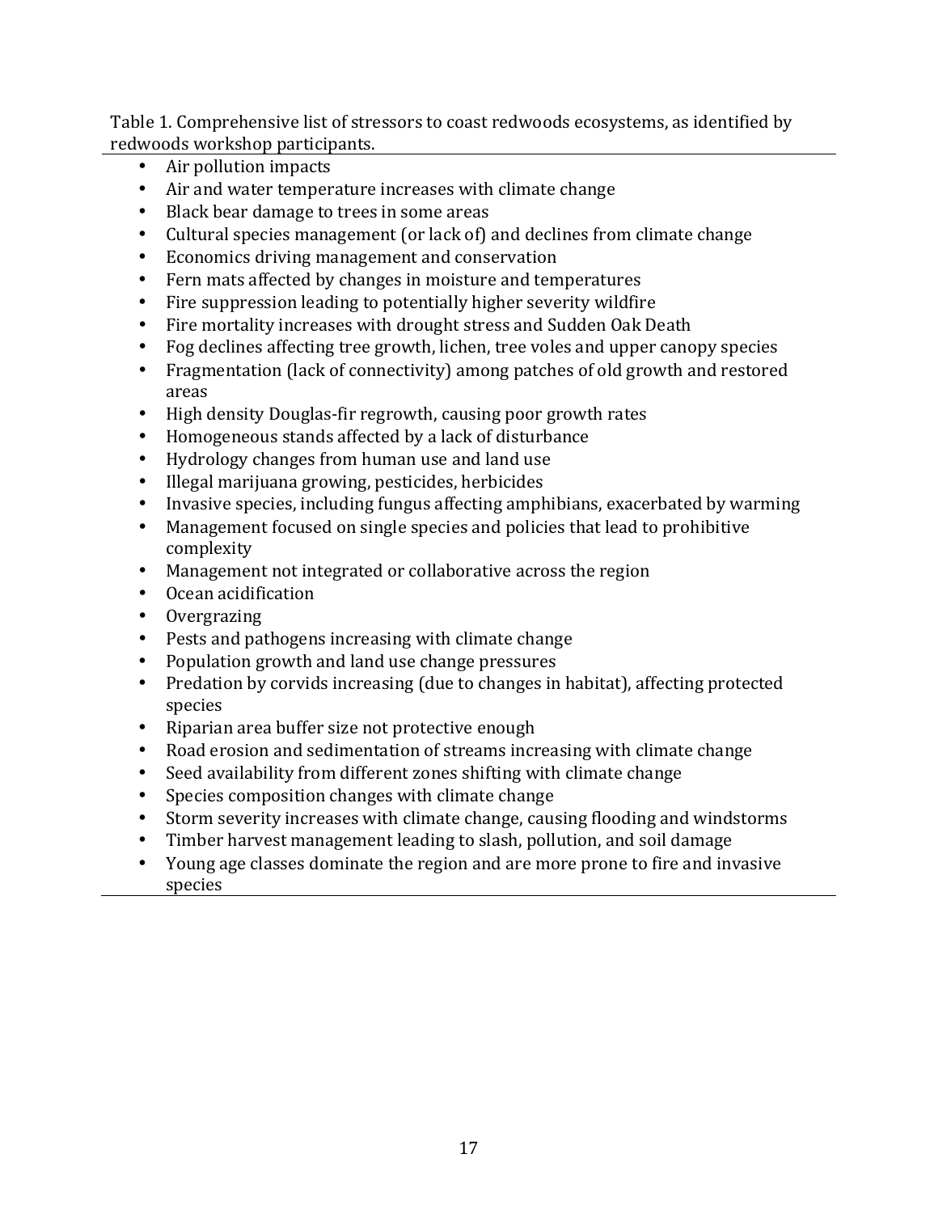Table 1. Comprehensive list of stressors to coast redwoods ecosystems, as identified by redwoods workshop participants.

- Air pollution impacts
- Air and water temperature increases with climate change
- Black bear damage to trees in some areas
- Cultural species management (or lack of) and declines from climate change
- Economics driving management and conservation
- Fern mats affected by changes in moisture and temperatures
- Fire suppression leading to potentially higher severity wildfire
- Fire mortality increases with drought stress and Sudden Oak Death
- Fog declines affecting tree growth, lichen, tree voles and upper canopy species
- Fragmentation (lack of connectivity) among patches of old growth and restored areas
- High density Douglas-fir regrowth, causing poor growth rates
- Homogeneous stands affected by a lack of disturbance
- Hydrology changes from human use and land use
- Illegal marijuana growing, pesticides, herbicides
- Invasive species, including fungus affecting amphibians, exacerbated by warming
- Management focused on single species and policies that lead to prohibitive complexity
- Management not integrated or collaborative across the region
- Ocean acidification
- Overgrazing
- Pests and pathogens increasing with climate change
- Population growth and land use change pressures
- Predation by corvids increasing (due to changes in habitat), affecting protected species
- Riparian area buffer size not protective enough
- Road erosion and sedimentation of streams increasing with climate change
- Seed availability from different zones shifting with climate change
- Species composition changes with climate change
- Storm severity increases with climate change, causing flooding and windstorms
- Timber harvest management leading to slash, pollution, and soil damage
- Young age classes dominate the region and are more prone to fire and invasive species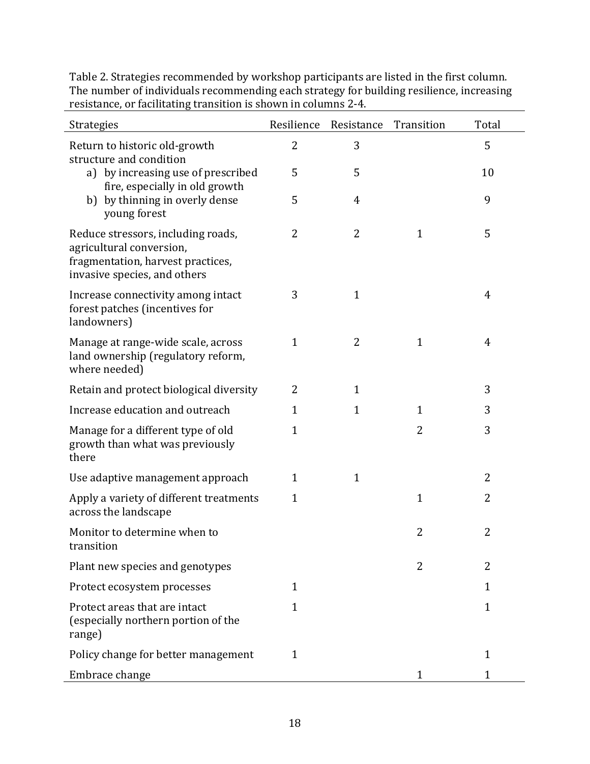Table 2. Strategies recommended by workshop participants are listed in the first column. The number of individuals recommending each strategy for building resilience, increasing resistance, or facilitating transition is shown in columns 2-4.

| Strategies | Resilience | Resistance | Transition | Total |
|---|---|---|---|---|
| Return to historic old-growth structure and condition | 2 | 3 | | 5 |
| a) by increasing use of prescribed fire, especially in old growth | 5 | 5 | | 10 |
| b) by thinning in overly dense young forest | 5 | 4 | | 9 |
| Reduce stressors, including roads, agricultural conversion, fragmentation, harvest practices, invasive species, and others | 2 | 2 | 1 | 5 |
| Increase connectivity among intact forest patches (incentives for landowners) | 3 | 1 | | 4 |
| Manage at range-wide scale, across land ownership (regulatory reform, where needed) | 1 | 2 | 1 | 4 |
| Retain and protect biological diversity | 2 | 1 | | 3 |
| Increase education and outreach | 1 | 1 | 1 | 3 |
| Manage for a different type of old growth than what was previously there | 1 | | 2 | 3 |
| Use adaptive management approach | 1 | 1 | | 2 |
| Apply a variety of different treatments across the landscape | 1 | | 1 | 2 |
| Monitor to determine when to transition | | | 2 | 2 |
| Plant new species and genotypes | | | 2 | 2 |
| Protect ecosystem processes | 1 | | | 1 |
| Protect areas that are intact (especially northern portion of the range) | 1 | | | 1 |
| Policy change for better management | 1 | | | 1 |
| Embrace change | | | 1 | 1 |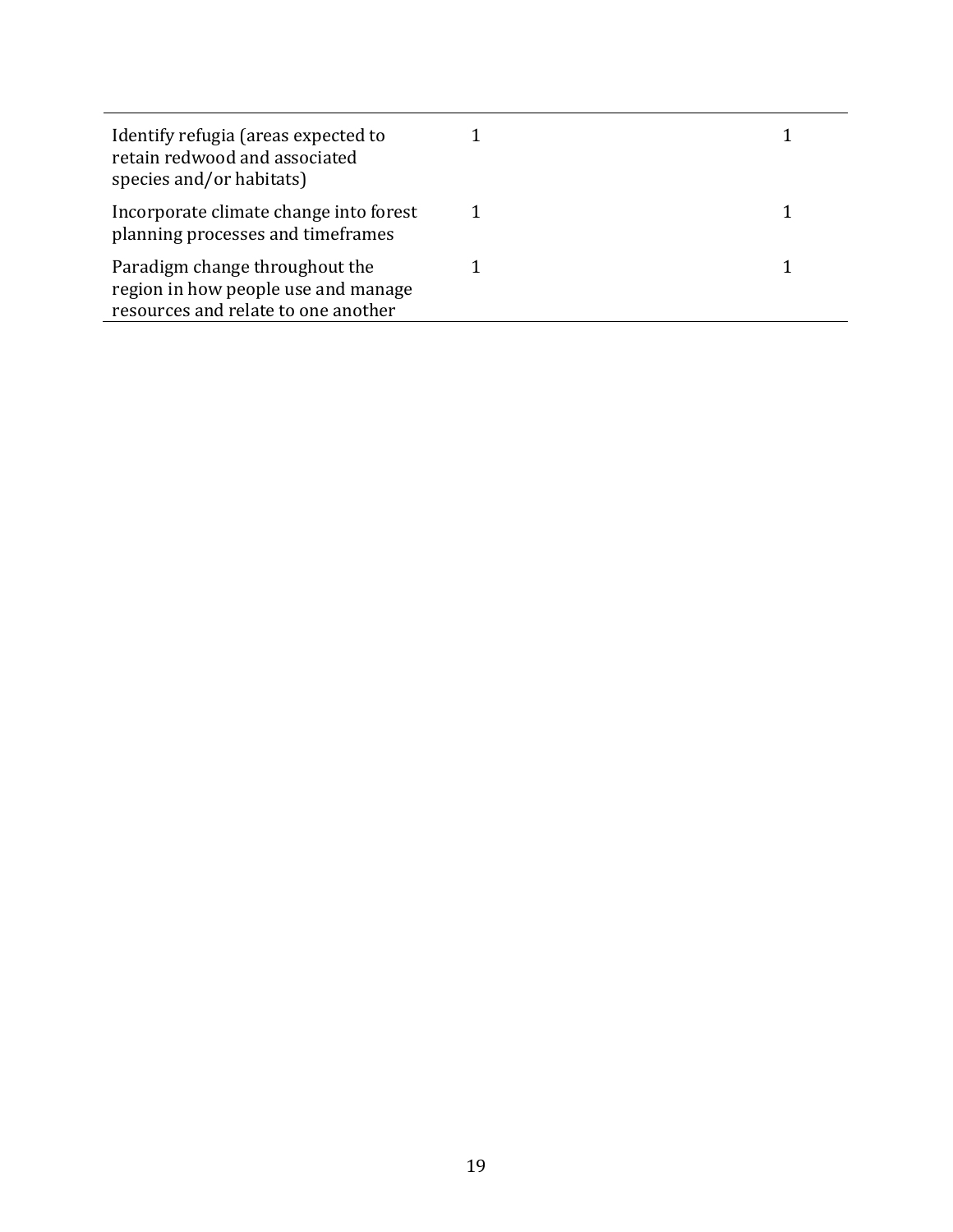| | | |
|---|---|---|
| Identify refugia (areas expected to retain redwood and associated species and/or habitats) | 1 | 1 |
| Incorporate climate change into forest planning processes and timeframes | 1 | 1 |
| Paradigm change throughout the region in how people use and manage resources and relate to one another | 1 | 1 |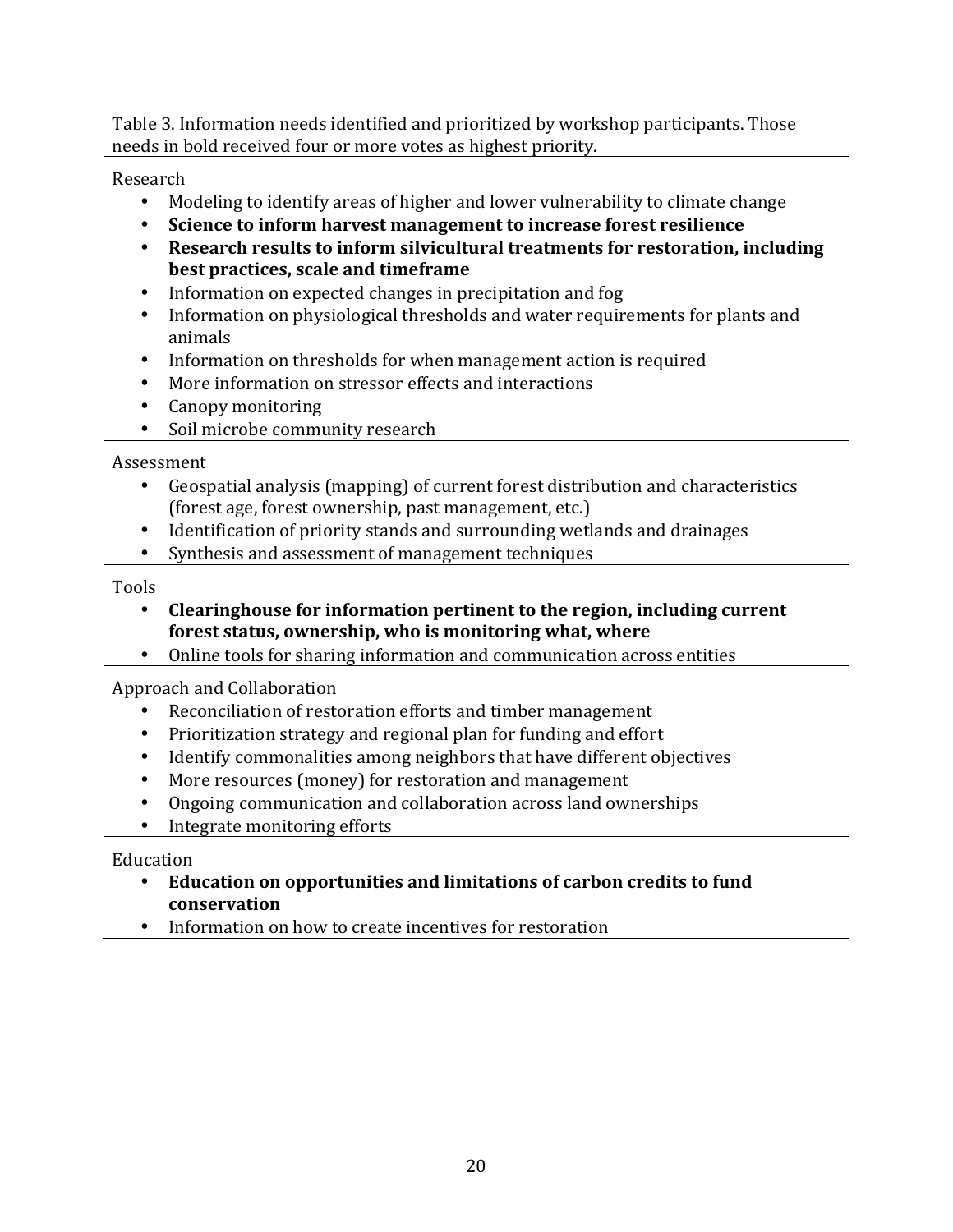Table 3. Information needs identified and prioritized by workshop participants. Those needs in bold received four or more votes as highest priority.

Research

- Modeling to identify areas of higher and lower vulnerability to climate change
- **Science to inform harvest management to increase forest resilience**
- **Research results to inform silvicultural treatments for restoration, including best practices, scale and timeframe**
- Information on expected changes in precipitation and fog
- Information on physiological thresholds and water requirements for plants and animals
- Information on thresholds for when management action is required
- More information on stressor effects and interactions
- Canopy monitoring
- Soil microbe community research

Assessment

- Geospatial analysis (mapping) of current forest distribution and characteristics (forest age, forest ownership, past management, etc.)
- Identification of priority stands and surrounding wetlands and drainages
- Synthesis and assessment of management techniques

Tools

- **Clearinghouse for information pertinent to the region, including current forest status, ownership, who is monitoring what, where**
- Online tools for sharing information and communication across entities

Approach and Collaboration

- Reconciliation of restoration efforts and timber management
- Prioritization strategy and regional plan for funding and effort
- Identify commonalities among neighbors that have different objectives
- More resources (money) for restoration and management
- Ongoing communication and collaboration across land ownerships
- Integrate monitoring efforts

Education

- **Education on opportunities and limitations of carbon credits to fund conservation**
- Information on how to create incentives for restoration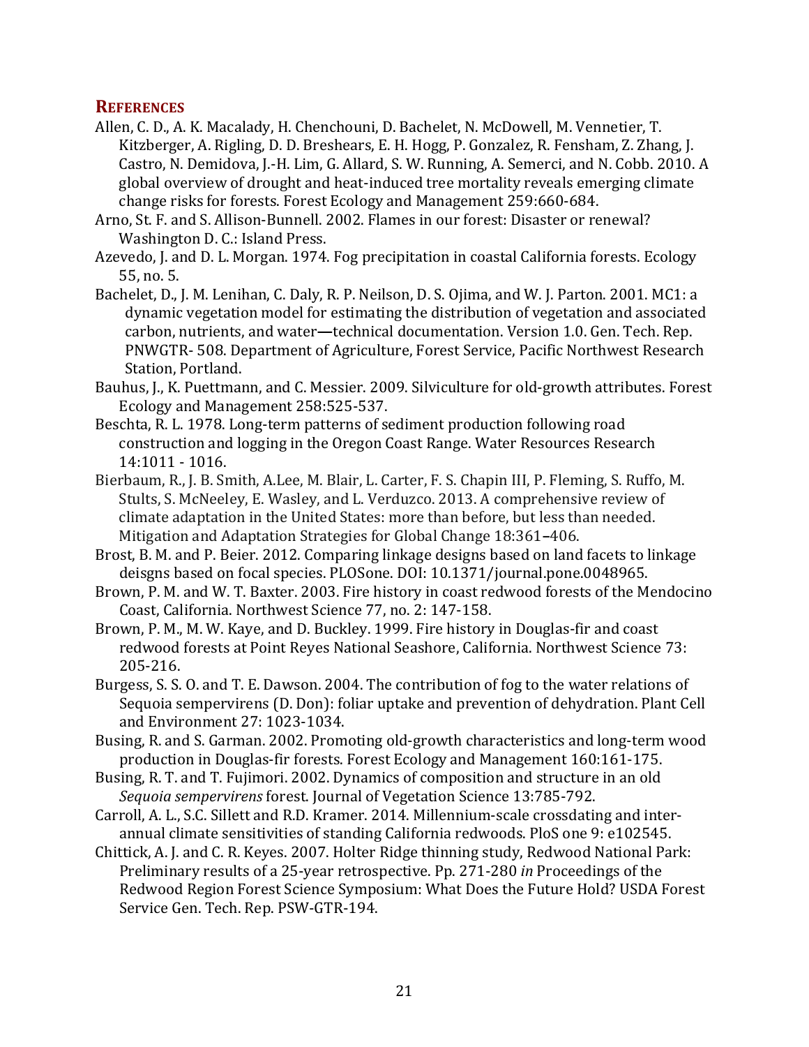## References

Allen, C. D., A. K. Macalady, H. Chenchouni, D. Bachelet, N. McDowell, M. Vennetier, T. Kitzberger, A. Rigling, D. D. Breshears, E. H. Hogg, P. Gonzalez, R. Fensham, Z. Zhang, J. Castro, N. Demidova, J.-H. Lim, G. Allard, S. W. Running, A. Semerci, and N. Cobb. 2010. A global overview of drought and heat-induced tree mortality reveals emerging climate change risks for forests. Forest Ecology and Management 259:660-684.

Arno, St. F. and S. Allison-Bunnell. 2002. Flames in our forest: Disaster or renewal? Washington D. C.: Island Press.

Azevedo, J. and D. L. Morgan. 1974. Fog precipitation in coastal California forests. Ecology 55, no. 5.

Bachelet, D., J. M. Lenihan, C. Daly, R. P. Neilson, D. S. Ojima, and W. J. Parton. 2001. MC1: a dynamic vegetation model for estimating the distribution of vegetation and associated carbon, nutrients, and water—technical documentation. Version 1.0. Gen. Tech. Rep. PNWGTR- 508. Department of Agriculture, Forest Service, Pacific Northwest Research Station, Portland.

Bauhus, J., K. Puettmann, and C. Messier. 2009. Silviculture for old-growth attributes. Forest Ecology and Management 258:525-537.

Beschta, R. L. 1978. Long-term patterns of sediment production following road construction and logging in the Oregon Coast Range. Water Resources Research 14:1011 - 1016.

Bierbaum, R., J. B. Smith, A.Lee, M. Blair, L. Carter, F. S. Chapin III, P. Fleming, S. Ruffo, M. Stults, S. McNeeley, E. Wasley, and L. Verduzco. 2013. A comprehensive review of climate adaptation in the United States: more than before, but less than needed. Mitigation and Adaptation Strategies for Global Change 18:361–406.

Brost, B. M. and P. Beier. 2012. Comparing linkage designs based on land facets to linkage deisgns based on focal species. PLOSone. DOI: 10.1371/journal.pone.0048965.

Brown, P. M. and W. T. Baxter. 2003. Fire history in coast redwood forests of the Mendocino Coast, California. Northwest Science 77, no. 2: 147-158.

Brown, P. M., M. W. Kaye, and D. Buckley. 1999. Fire history in Douglas-fir and coast redwood forests at Point Reyes National Seashore, California. Northwest Science 73: 205-216.

Burgess, S. S. O. and T. E. Dawson. 2004. The contribution of fog to the water relations of Sequoia sempervirens (D. Don): foliar uptake and prevention of dehydration. Plant Cell and Environment 27: 1023-1034.

Busing, R. and S. Garman. 2002. Promoting old-growth characteristics and long-term wood production in Douglas-fir forests. Forest Ecology and Management 160:161-175.

Busing, R. T. and T. Fujimori. 2002. Dynamics of composition and structure in an old *Sequoia sempervirens* forest. Journal of Vegetation Science 13:785-792.

Carroll, A. L., S.C. Sillett and R.D. Kramer. 2014. Millennium-scale crossdating and inter-annual climate sensitivities of standing California redwoods. PloS one 9: e102545.

Chittick, A. J. and C. R. Keyes. 2007. Holter Ridge thinning study, Redwood National Park: Preliminary results of a 25-year retrospective. Pp. 271-280 *in* Proceedings of the Redwood Region Forest Science Symposium: What Does the Future Hold? USDA Forest Service Gen. Tech. Rep. PSW-GTR-194.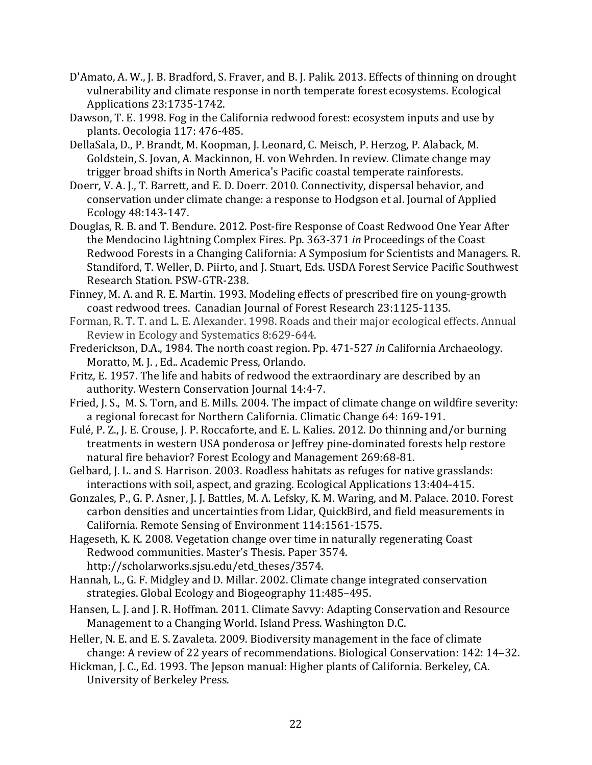D'Amato, A. W., J. B. Bradford, S. Fraver, and B. J. Palik. 2013. Effects of thinning on drought vulnerability and climate response in north temperate forest ecosystems. Ecological Applications 23:1735-1742.

Dawson, T. E. 1998. Fog in the California redwood forest: ecosystem inputs and use by plants. Oecologia 117: 476-485.

DellaSala, D., P. Brandt, M. Koopman, J. Leonard, C. Meisch, P. Herzog, P. Alaback, M. Goldstein, S. Jovan, A. Mackinnon, H. von Wehrden. In review. Climate change may trigger broad shifts in North America's Pacific coastal temperate rainforests.

Doerr, V. A. J., T. Barrett, and E. D. Doerr. 2010. Connectivity, dispersal behavior, and conservation under climate change: a response to Hodgson et al. Journal of Applied Ecology 48:143-147.

Douglas, R. B. and T. Bendure. 2012. Post-fire Response of Coast Redwood One Year After the Mendocino Lightning Complex Fires. Pp. 363-371 *in* Proceedings of the Coast Redwood Forests in a Changing California: A Symposium for Scientists and Managers. R. Standiford, T. Weller, D. Piirto, and J. Stuart, Eds. USDA Forest Service Pacific Southwest Research Station. PSW-GTR-238.

Finney, M. A. and R. E. Martin. 1993. Modeling effects of prescribed fire on young-growth coast redwood trees. Canadian Journal of Forest Research 23:1125-1135.

Forman, R. T. T. and L. E. Alexander. 1998. Roads and their major ecological effects. Annual Review in Ecology and Systematics 8:629-644.

Frederickson, D.A., 1984. The north coast region. Pp. 471-527 *in* California Archaeology. Moratto, M. J. , Ed.. Academic Press, Orlando.

Fritz, E. 1957. The life and habits of redwood the extraordinary are described by an authority. Western Conservation Journal 14:4-7.

Fried, J. S., M. S. Torn, and E. Mills. 2004. The impact of climate change on wildfire severity: a regional forecast for Northern California. Climatic Change 64: 169-191.

Fulé, P. Z., J. E. Crouse, J. P. Roccaforte, and E. L. Kalies. 2012. Do thinning and/or burning treatments in western USA ponderosa or Jeffrey pine-dominated forests help restore natural fire behavior? Forest Ecology and Management 269:68-81.

Gelbard, J. L. and S. Harrison. 2003. Roadless habitats as refuges for native grasslands: interactions with soil, aspect, and grazing. Ecological Applications 13:404-415.

Gonzales, P., G. P. Asner, J. J. Battles, M. A. Lefsky, K. M. Waring, and M. Palace. 2010. Forest carbon densities and uncertainties from Lidar, QuickBird, and field measurements in California. Remote Sensing of Environment 114:1561-1575.

Hageseth, K. K. 2008. Vegetation change over time in naturally regenerating Coast Redwood communities. Master's Thesis. Paper 3574. http://scholarworks.sjsu.edu/etd_theses/3574.

Hannah, L., G. F. Midgley and D. Millar. 2002. Climate change integrated conservation strategies. Global Ecology and Biogeography 11:485–495.

Hansen, L. J. and J. R. Hoffman. 2011. Climate Savvy: Adapting Conservation and Resource Management to a Changing World. Island Press. Washington D.C.

Heller, N. E. and E. S. Zavaleta. 2009. Biodiversity management in the face of climate change: A review of 22 years of recommendations. Biological Conservation: 142: 14–32.

Hickman, J. C., Ed. 1993. The Jepson manual: Higher plants of California. Berkeley, CA. University of Berkeley Press.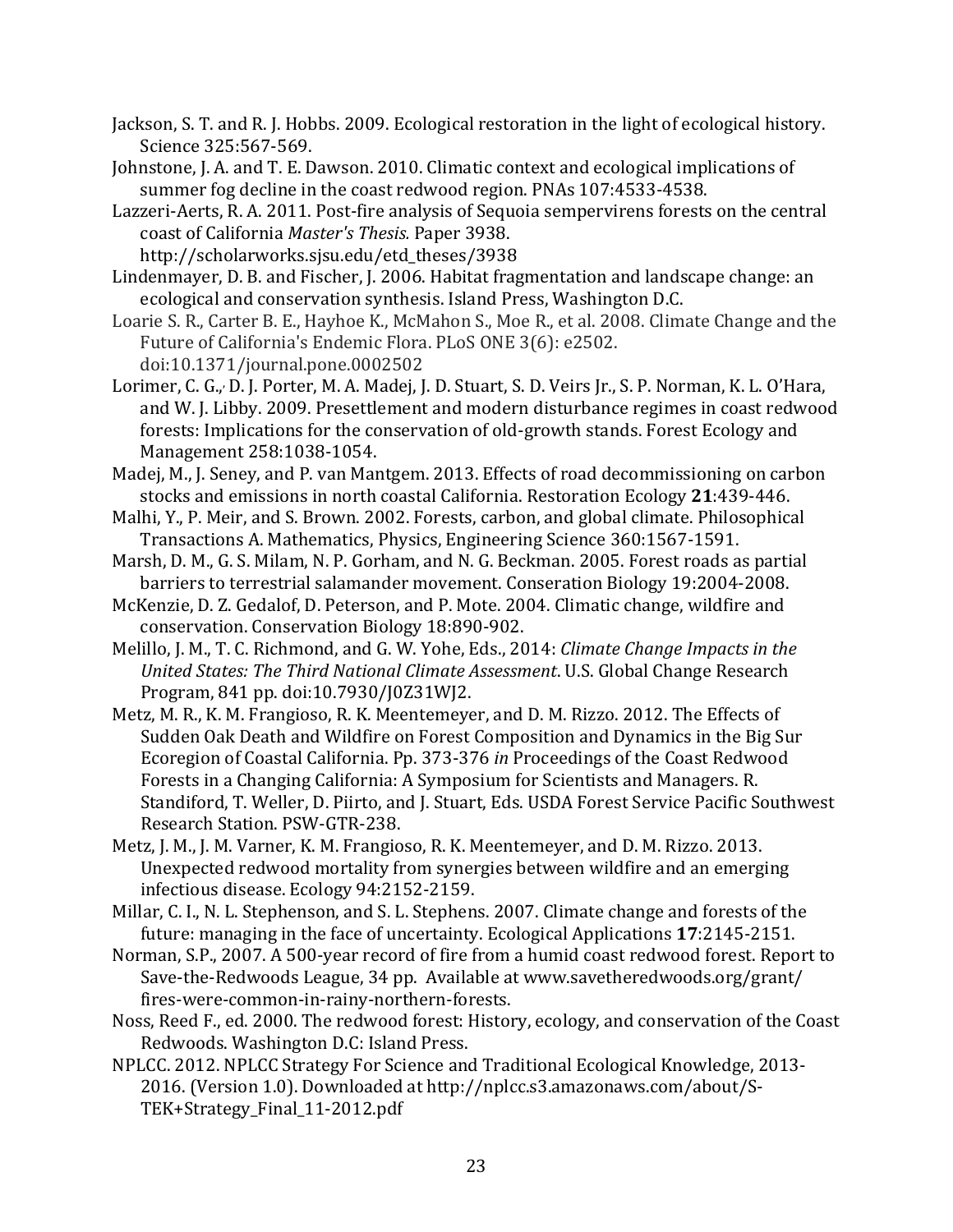Jackson, S. T. and R. J. Hobbs. 2009. Ecological restoration in the light of ecological history. Science 325:567-569.

Johnstone, J. A. and T. E. Dawson. 2010. Climatic context and ecological implications of summer fog decline in the coast redwood region. PNAs 107:4533-4538.

Lazzeri-Aerts, R. A. 2011. Post-fire analysis of Sequoia sempervirens forests on the central coast of California *Master's Thesis.* Paper 3938. http://scholarworks.sjsu.edu/etd_theses/3938

Lindenmayer, D. B. and Fischer, J. 2006. Habitat fragmentation and landscape change: an ecological and conservation synthesis. Island Press, Washington D.C.

Loarie S. R., Carter B. E., Hayhoe K., McMahon S., Moe R., et al. 2008. Climate Change and the Future of California's Endemic Flora. PLoS ONE 3(6): e2502. doi:10.1371/journal.pone.0002502

Lorimer, C. G.,, D. J. Porter, M. A. Madej, J. D. Stuart, S. D. Veirs Jr., S. P. Norman, K. L. O'Hara, and W. J. Libby. 2009. Presettlement and modern disturbance regimes in coast redwood forests: Implications for the conservation of old-growth stands. Forest Ecology and Management 258:1038-1054.

Madej, M., J. Seney, and P. van Mantgem. 2013. Effects of road decommissioning on carbon stocks and emissions in north coastal California. Restoration Ecology **21**:439-446.

Malhi, Y., P. Meir, and S. Brown. 2002. Forests, carbon, and global climate. Philosophical Transactions A. Mathematics, Physics, Engineering Science 360:1567-1591.

Marsh, D. M., G. S. Milam, N. P. Gorham, and N. G. Beckman. 2005. Forest roads as partial barriers to terrestrial salamander movement. Conseration Biology 19:2004-2008.

McKenzie, D. Z. Gedalof, D. Peterson, and P. Mote. 2004. Climatic change, wildfire and conservation. Conservation Biology 18:890-902.

Melillo, J. M., T. C. Richmond, and G. W. Yohe, Eds., 2014: *Climate Change Impacts in the United States: The Third National Climate Assessment*. U.S. Global Change Research Program, 841 pp. doi:10.7930/J0Z31WJ2.

Metz, M. R., K. M. Frangioso, R. K. Meentemeyer, and D. M. Rizzo. 2012. The Effects of Sudden Oak Death and Wildfire on Forest Composition and Dynamics in the Big Sur Ecoregion of Coastal California. Pp. 373-376 *in* Proceedings of the Coast Redwood Forests in a Changing California: A Symposium for Scientists and Managers. R. Standiford, T. Weller, D. Piirto, and J. Stuart, Eds. USDA Forest Service Pacific Southwest Research Station. PSW-GTR-238.

Metz, J. M., J. M. Varner, K. M. Frangioso, R. K. Meentemeyer, and D. M. Rizzo. 2013. Unexpected redwood mortality from synergies between wildfire and an emerging infectious disease. Ecology 94:2152-2159.

Millar, C. I., N. L. Stephenson, and S. L. Stephens. 2007. Climate change and forests of the future: managing in the face of uncertainty. Ecological Applications **17**:2145-2151.

Norman, S.P., 2007. A 500-year record of fire from a humid coast redwood forest. Report to Save-the-Redwoods League, 34 pp. Available at www.savetheredwoods.org/grant/ fires-were-common-in-rainy-northern-forests.

Noss, Reed F., ed. 2000. The redwood forest: History, ecology, and conservation of the Coast Redwoods. Washington D.C: Island Press.

NPLCC. 2012. NPLCC Strategy For Science and Traditional Ecological Knowledge, 2013-2016. (Version 1.0). Downloaded at http://nplcc.s3.amazonaws.com/about/S-TEK+Strategy_Final_11-2012.pdf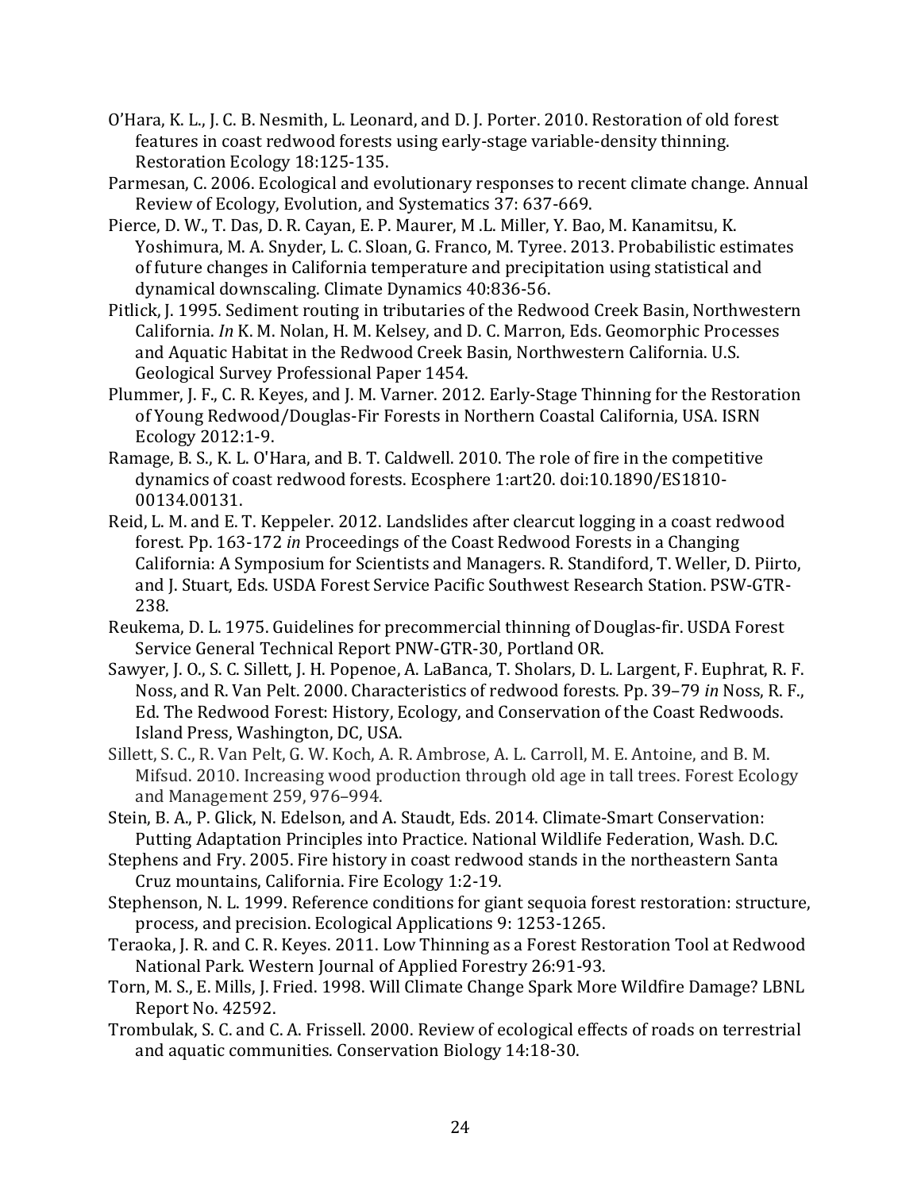O'Hara, K. L., J. C. B. Nesmith, L. Leonard, and D. J. Porter. 2010. Restoration of old forest features in coast redwood forests using early-stage variable-density thinning. Restoration Ecology 18:125-135.

Parmesan, C. 2006. Ecological and evolutionary responses to recent climate change. Annual Review of Ecology, Evolution, and Systematics 37: 637-669.

Pierce, D. W., T. Das, D. R. Cayan, E. P. Maurer, M .L. Miller, Y. Bao, M. Kanamitsu, K. Yoshimura, M. A. Snyder, L. C. Sloan, G. Franco, M. Tyree. 2013. Probabilistic estimates of future changes in California temperature and precipitation using statistical and dynamical downscaling. Climate Dynamics 40:836-56.

Pitlick, J. 1995. Sediment routing in tributaries of the Redwood Creek Basin, Northwestern California. *In* K. M. Nolan, H. M. Kelsey, and D. C. Marron, Eds. Geomorphic Processes and Aquatic Habitat in the Redwood Creek Basin, Northwestern California. U.S. Geological Survey Professional Paper 1454.

Plummer, J. F., C. R. Keyes, and J. M. Varner. 2012. Early-Stage Thinning for the Restoration of Young Redwood/Douglas-Fir Forests in Northern Coastal California, USA. ISRN Ecology 2012:1-9.

Ramage, B. S., K. L. O'Hara, and B. T. Caldwell. 2010. The role of fire in the competitive dynamics of coast redwood forests. Ecosphere 1:art20. doi:10.1890/ES1810-00134.00131.

Reid, L. M. and E. T. Keppeler. 2012. Landslides after clearcut logging in a coast redwood forest. Pp. 163-172 *in* Proceedings of the Coast Redwood Forests in a Changing California: A Symposium for Scientists and Managers. R. Standiford, T. Weller, D. Piirto, and J. Stuart, Eds. USDA Forest Service Pacific Southwest Research Station. PSW-GTR-238.

Reukema, D. L. 1975. Guidelines for precommercial thinning of Douglas-fir. USDA Forest Service General Technical Report PNW-GTR-30, Portland OR.

Sawyer, J. O., S. C. Sillett, J. H. Popenoe, A. LaBanca, T. Sholars, D. L. Largent, F. Euphrat, R. F. Noss, and R. Van Pelt. 2000. Characteristics of redwood forests. Pp. 39–79 *in* Noss, R. F., Ed. The Redwood Forest: History, Ecology, and Conservation of the Coast Redwoods. Island Press, Washington, DC, USA.

Sillett, S. C., R. Van Pelt, G. W. Koch, A. R. Ambrose, A. L. Carroll, M. E. Antoine, and B. M. Mifsud. 2010. Increasing wood production through old age in tall trees. Forest Ecology and Management 259, 976–994.

Stein, B. A., P. Glick, N. Edelson, and A. Staudt, Eds. 2014. Climate-Smart Conservation: Putting Adaptation Principles into Practice. National Wildlife Federation, Wash. D.C.

Stephens and Fry. 2005. Fire history in coast redwood stands in the northeastern Santa Cruz mountains, California. Fire Ecology 1:2-19.

Stephenson, N. L. 1999. Reference conditions for giant sequoia forest restoration: structure, process, and precision. Ecological Applications 9: 1253-1265.

Teraoka, J. R. and C. R. Keyes. 2011. Low Thinning as a Forest Restoration Tool at Redwood National Park. Western Journal of Applied Forestry 26:91-93.

Torn, M. S., E. Mills, J. Fried. 1998. Will Climate Change Spark More Wildfire Damage? LBNL Report No. 42592.

Trombulak, S. C. and C. A. Frissell. 2000. Review of ecological effects of roads on terrestrial and aquatic communities. Conservation Biology 14:18-30.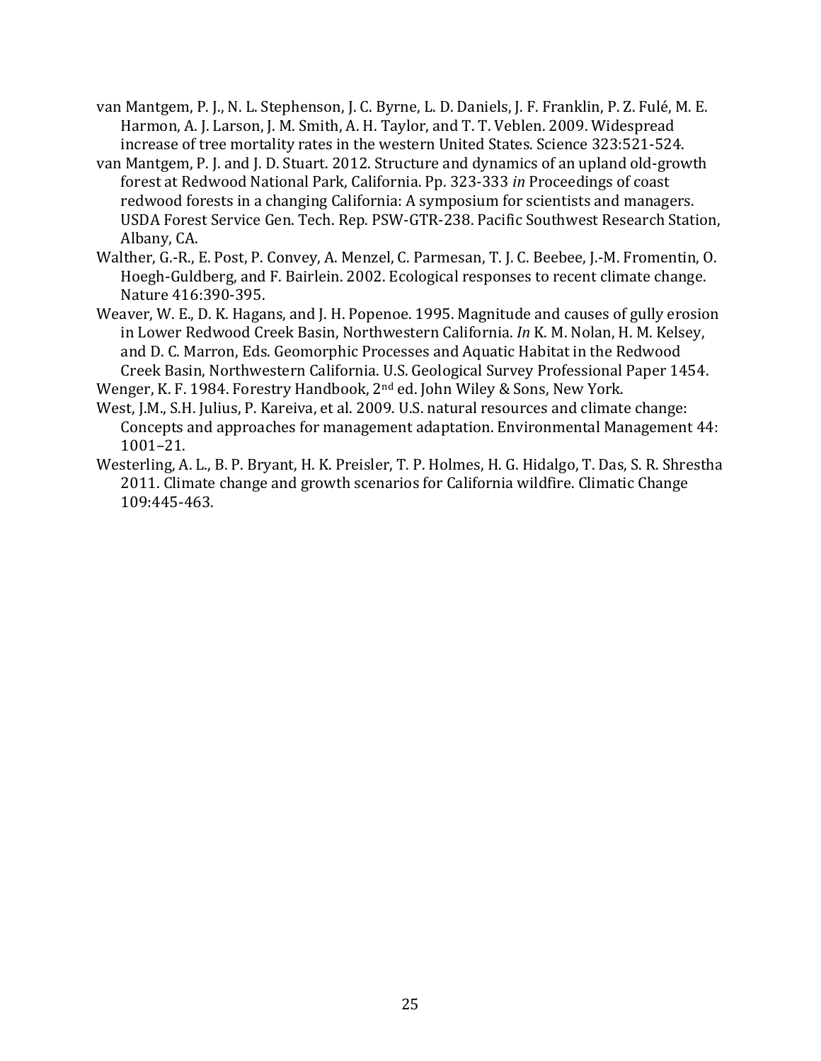van Mantgem, P. J., N. L. Stephenson, J. C. Byrne, L. D. Daniels, J. F. Franklin, P. Z. Fulé, M. E. Harmon, A. J. Larson, J. M. Smith, A. H. Taylor, and T. T. Veblen. 2009. Widespread increase of tree mortality rates in the western United States. Science 323:521-524.

van Mantgem, P. J. and J. D. Stuart. 2012. Structure and dynamics of an upland old-growth forest at Redwood National Park, California. Pp. 323-333 *in* Proceedings of coast redwood forests in a changing California: A symposium for scientists and managers. USDA Forest Service Gen. Tech. Rep. PSW-GTR-238. Pacific Southwest Research Station, Albany, CA.

Walther, G.-R., E. Post, P. Convey, A. Menzel, C. Parmesan, T. J. C. Beebee, J.-M. Fromentin, O. Hoegh-Guldberg, and F. Bairlein. 2002. Ecological responses to recent climate change. Nature 416:390-395.

Weaver, W. E., D. K. Hagans, and J. H. Popenoe. 1995. Magnitude and causes of gully erosion in Lower Redwood Creek Basin, Northwestern California. *In* K. M. Nolan, H. M. Kelsey, and D. C. Marron, Eds. Geomorphic Processes and Aquatic Habitat in the Redwood Creek Basin, Northwestern California. U.S. Geological Survey Professional Paper 1454.

Wenger, K. F. 1984. Forestry Handbook, 2nd ed. John Wiley & Sons, New York.

West, J.M., S.H. Julius, P. Kareiva, et al. 2009. U.S. natural resources and climate change: Concepts and approaches for management adaptation. Environmental Management 44: 1001–21.

Westerling, A. L., B. P. Bryant, H. K. Preisler, T. P. Holmes, H. G. Hidalgo, T. Das, S. R. Shrestha 2011. Climate change and growth scenarios for California wildfire. Climatic Change 109:445-463.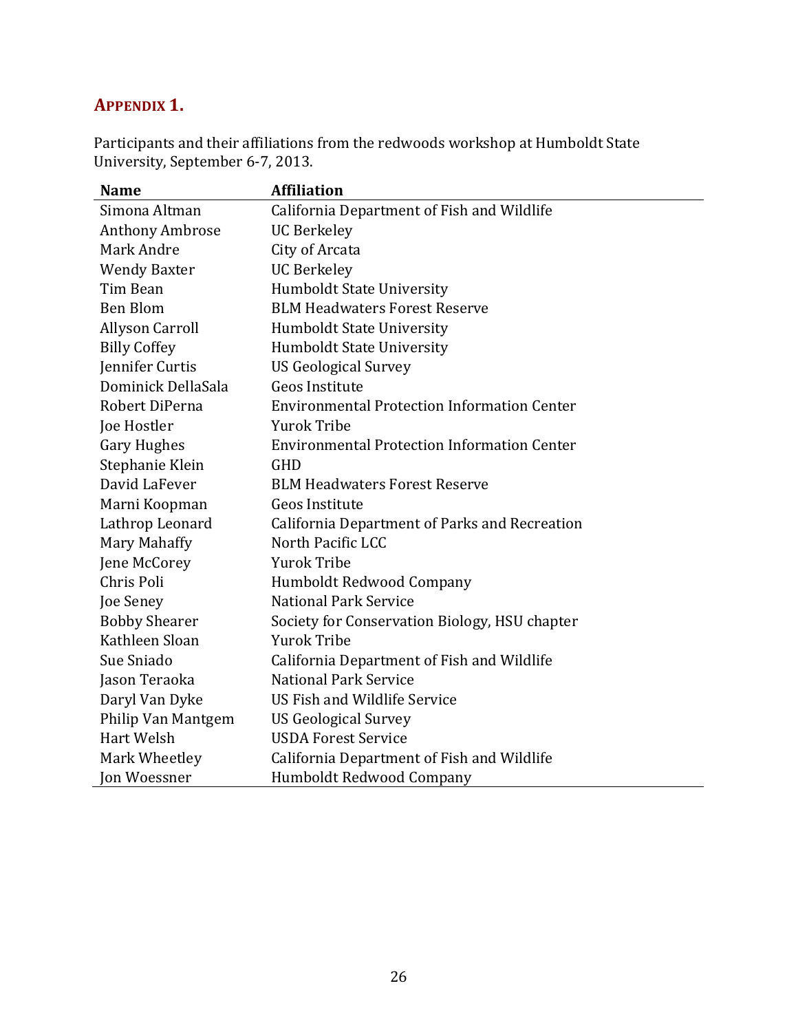## APPENDIX 1.

Participants and their affiliations from the redwoods workshop at Humboldt State University, September 6-7, 2013.

| Name | Affiliation |
|---|---|
| Simona Altman | California Department of Fish and Wildlife |
| Anthony Ambrose | UC Berkeley |
| Mark Andre | City of Arcata |
| Wendy Baxter | UC Berkeley |
| Tim Bean | Humboldt State University |
| Ben Blom | BLM Headwaters Forest Reserve |
| Allyson Carroll | Humboldt State University |
| Billy Coffey | Humboldt State University |
| Jennifer Curtis | US Geological Survey |
| Dominick DellaSala | Geos Institute |
| Robert DiPerna | Environmental Protection Information Center |
| Joe Hostler | Yurok Tribe |
| Gary Hughes | Environmental Protection Information Center |
| Stephanie Klein | GHD |
| David LaFever | BLM Headwaters Forest Reserve |
| Marni Koopman | Geos Institute |
| Lathrop Leonard | California Department of Parks and Recreation |
| Mary Mahaffy | North Pacific LCC |
| Jene McCorey | Yurok Tribe |
| Chris Poli | Humboldt Redwood Company |
| Joe Seney | National Park Service |
| Bobby Shearer | Society for Conservation Biology, HSU chapter |
| Kathleen Sloan | Yurok Tribe |
| Sue Sniado | California Department of Fish and Wildlife |
| Jason Teraoka | National Park Service |
| Daryl Van Dyke | US Fish and Wildlife Service |
| Philip Van Mantgem | US Geological Survey |
| Hart Welsh | USDA Forest Service |
| Mark Wheetley | California Department of Fish and Wildlife |
| Jon Woessner | Humboldt Redwood Company |